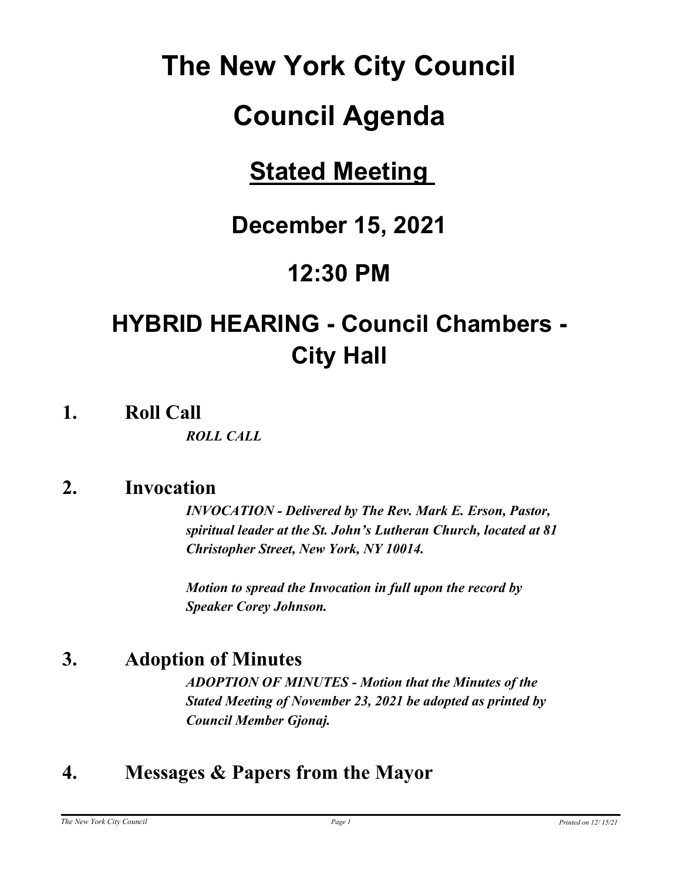# The New York City Council

# Council Agenda

## Stated Meeting

## December 15, 2021

## 12:30 PM

## HYBRID HEARING - Council Chambers - City Hall

### 1. Roll Call

***ROLL CALL***

### 2. Invocation

***INVOCATION - Delivered by The Rev. Mark E. Erson, Pastor, spiritual leader at the St. John's Lutheran Church, located at 81 Christopher Street, New York, NY 10014.***

***Motion to spread the Invocation in full upon the record by Speaker Corey Johnson.***

### 3. Adoption of Minutes

***ADOPTION OF MINUTES - Motion that the Minutes of the Stated Meeting of November 23, 2021 be adopted as printed by Council Member Gjonaj.***

### 4. Messages & Papers from the Mayor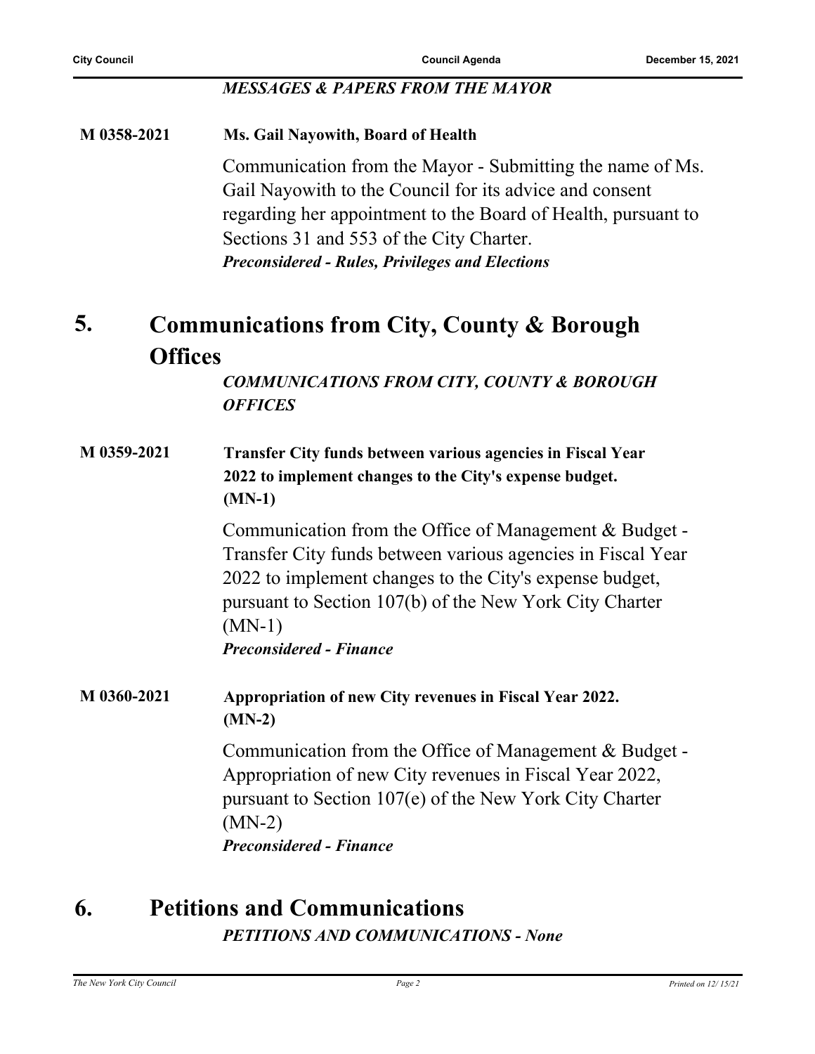*MESSAGES & PAPERS FROM THE MAYOR*

**M 0358-2021** **Ms. Gail Nayowith, Board of Health**

Communication from the Mayor - Submitting the name of Ms. Gail Nayowith to the Council for its advice and consent regarding her appointment to the Board of Health, pursuant to Sections 31 and 553 of the City Charter.
***Preconsidered - Rules, Privileges and Elections***

## 5. Communications from City, County & Borough Offices

***COMMUNICATIONS FROM CITY, COUNTY & BOROUGH OFFICES***

**M 0359-2021** **Transfer City funds between various agencies in Fiscal Year 2022 to implement changes to the City's expense budget. (MN-1)**

Communication from the Office of Management & Budget - Transfer City funds between various agencies in Fiscal Year 2022 to implement changes to the City's expense budget, pursuant to Section 107(b) of the New York City Charter (MN-1)
***Preconsidered - Finance***

**M 0360-2021** **Appropriation of new City revenues in Fiscal Year 2022. (MN-2)**

Communication from the Office of Management & Budget - Appropriation of new City revenues in Fiscal Year 2022, pursuant to Section 107(e) of the New York City Charter (MN-2)
***Preconsidered - Finance***

## 6. Petitions and Communications

***PETITIONS AND COMMUNICATIONS - None***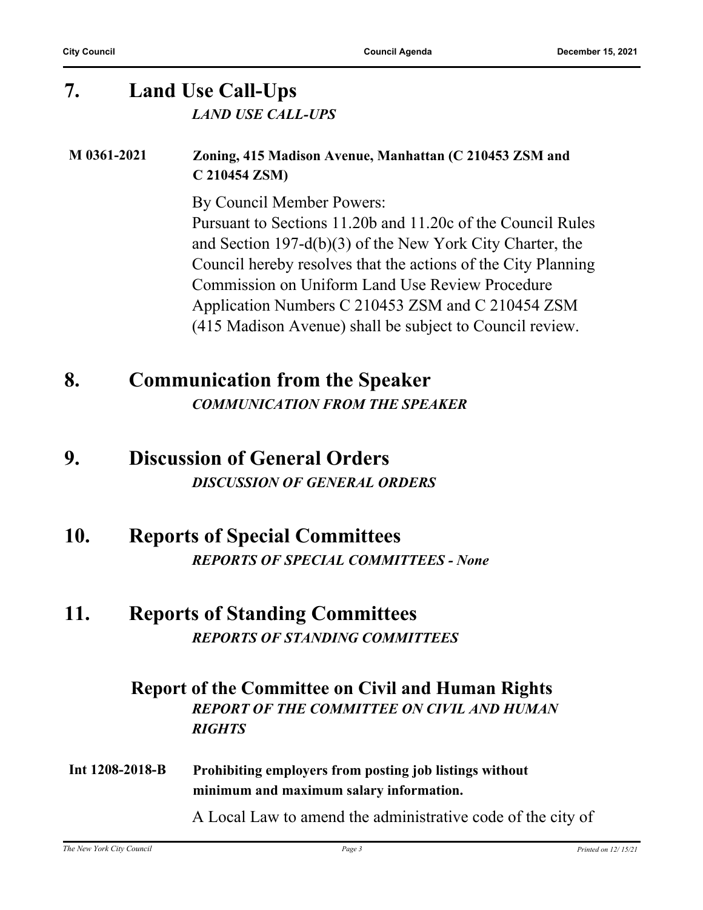## 7. Land Use Call-Ups

***LAND USE CALL-UPS***

**M 0361-2021** **Zoning, 415 Madison Avenue, Manhattan (C 210453 ZSM and C 210454 ZSM)**

By Council Member Powers:
Pursuant to Sections 11.20b and 11.20c of the Council Rules and Section 197-d(b)(3) of the New York City Charter, the Council hereby resolves that the actions of the City Planning Commission on Uniform Land Use Review Procedure Application Numbers C 210453 ZSM and C 210454 ZSM (415 Madison Avenue) shall be subject to Council review.

## 8. Communication from the Speaker

***COMMUNICATION FROM THE SPEAKER***

## 9. Discussion of General Orders

***DISCUSSION OF GENERAL ORDERS***

## 10. Reports of Special Committees

***REPORTS OF SPECIAL COMMITTEES - None***

## 11. Reports of Standing Committees

***REPORTS OF STANDING COMMITTEES***

### Report of the Committee on Civil and Human Rights

***REPORT OF THE COMMITTEE ON CIVIL AND HUMAN RIGHTS***

**Int 1208-2018-B** **Prohibiting employers from posting job listings without minimum and maximum salary information.**

A Local Law to amend the administrative code of the city of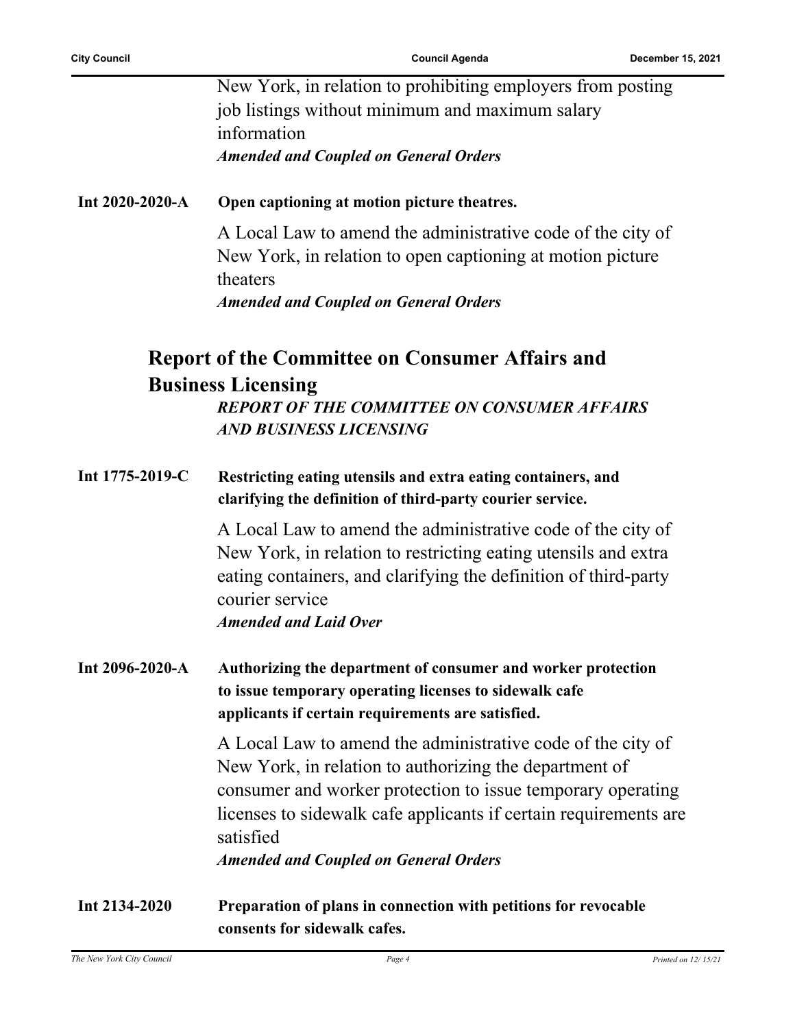New York, in relation to prohibiting employers from posting job listings without minimum and maximum salary information

***Amended and Coupled on General Orders***

**Int 2020-2020-A** **Open captioning at motion picture theatres.**

A Local Law to amend the administrative code of the city of New York, in relation to open captioning at motion picture theaters

***Amended and Coupled on General Orders***

## Report of the Committee on Consumer Affairs and Business Licensing

***REPORT OF THE COMMITTEE ON CONSUMER AFFAIRS AND BUSINESS LICENSING***

**Int 1775-2019-C** **Restricting eating utensils and extra eating containers, and clarifying the definition of third-party courier service.**

A Local Law to amend the administrative code of the city of New York, in relation to restricting eating utensils and extra eating containers, and clarifying the definition of third-party courier service

***Amended and Laid Over***

**Int 2096-2020-A** **Authorizing the department of consumer and worker protection to issue temporary operating licenses to sidewalk cafe applicants if certain requirements are satisfied.**

A Local Law to amend the administrative code of the city of New York, in relation to authorizing the department of consumer and worker protection to issue temporary operating licenses to sidewalk cafe applicants if certain requirements are satisfied

***Amended and Coupled on General Orders***

**Int 2134-2020** **Preparation of plans in connection with petitions for revocable consents for sidewalk cafes.**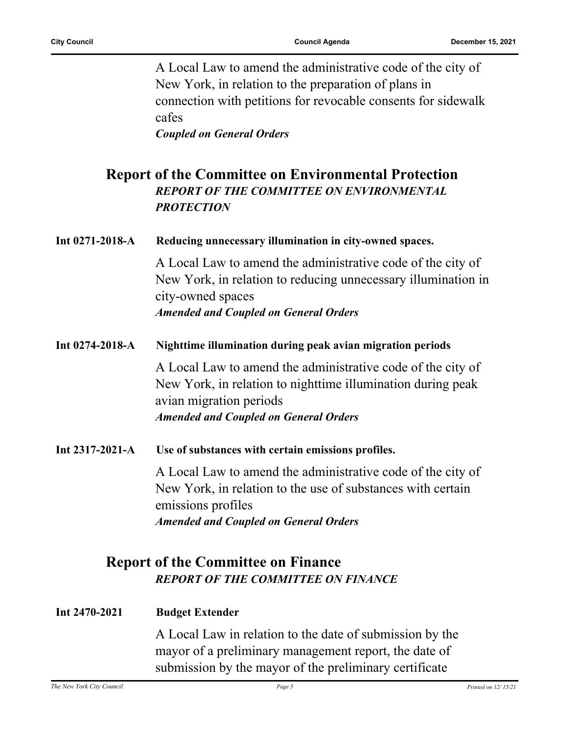A Local Law to amend the administrative code of the city of New York, in relation to the preparation of plans in connection with petitions for revocable consents for sidewalk cafes

***Coupled on General Orders***

## Report of the Committee on Environmental Protection

***REPORT OF THE COMMITTEE ON ENVIRONMENTAL PROTECTION***

**Int 0271-2018-A** **Reducing unnecessary illumination in city-owned spaces.**

A Local Law to amend the administrative code of the city of New York, in relation to reducing unnecessary illumination in city-owned spaces

***Amended and Coupled on General Orders***

**Int 0274-2018-A** **Nighttime illumination during peak avian migration periods**

A Local Law to amend the administrative code of the city of New York, in relation to nighttime illumination during peak avian migration periods

***Amended and Coupled on General Orders***

**Int 2317-2021-A** **Use of substances with certain emissions profiles.**

A Local Law to amend the administrative code of the city of New York, in relation to the use of substances with certain emissions profiles

***Amended and Coupled on General Orders***

## Report of the Committee on Finance

***REPORT OF THE COMMITTEE ON FINANCE***

**Int 2470-2021** **Budget Extender**

A Local Law in relation to the date of submission by the mayor of a preliminary management report, the date of submission by the mayor of the preliminary certificate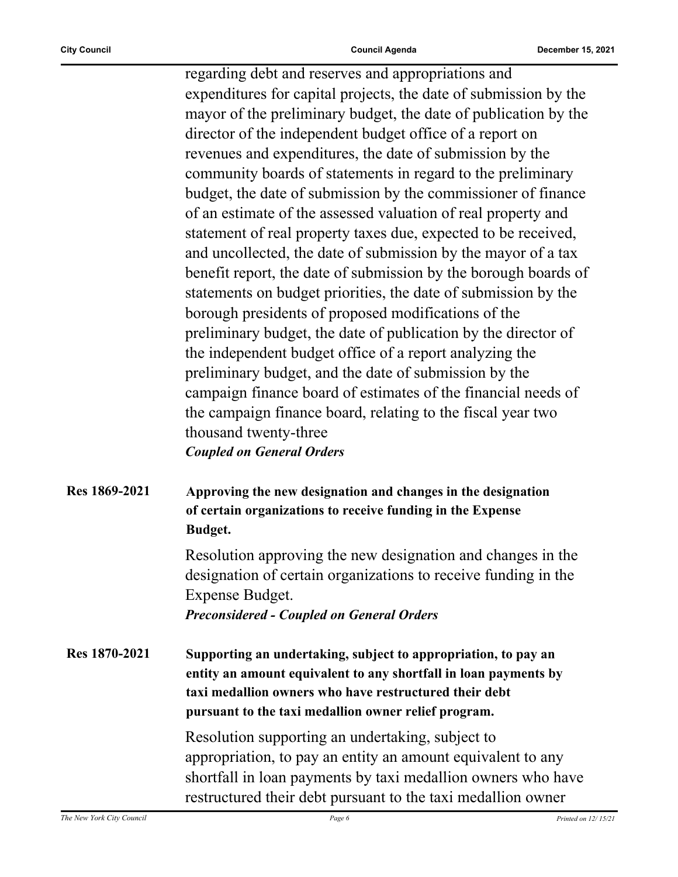regarding debt and reserves and appropriations and expenditures for capital projects, the date of submission by the mayor of the preliminary budget, the date of publication by the director of the independent budget office of a report on revenues and expenditures, the date of submission by the community boards of statements in regard to the preliminary budget, the date of submission by the commissioner of finance of an estimate of the assessed valuation of real property and statement of real property taxes due, expected to be received, and uncollected, the date of submission by the mayor of a tax benefit report, the date of submission by the borough boards of statements on budget priorities, the date of submission by the borough presidents of proposed modifications of the preliminary budget, the date of publication by the director of the independent budget office of a report analyzing the preliminary budget, and the date of submission by the campaign finance board of estimates of the financial needs of the campaign finance board, relating to the fiscal year two thousand twenty-three

***Coupled on General Orders***

**Res 1869-2021** **Approving the new designation and changes in the designation of certain organizations to receive funding in the Expense Budget.**

Resolution approving the new designation and changes in the designation of certain organizations to receive funding in the Expense Budget.

***Preconsidered - Coupled on General Orders***

**Res 1870-2021** **Supporting an undertaking, subject to appropriation, to pay an entity an amount equivalent to any shortfall in loan payments by taxi medallion owners who have restructured their debt pursuant to the taxi medallion owner relief program.**

Resolution supporting an undertaking, subject to appropriation, to pay an entity an amount equivalent to any shortfall in loan payments by taxi medallion owners who have restructured their debt pursuant to the taxi medallion owner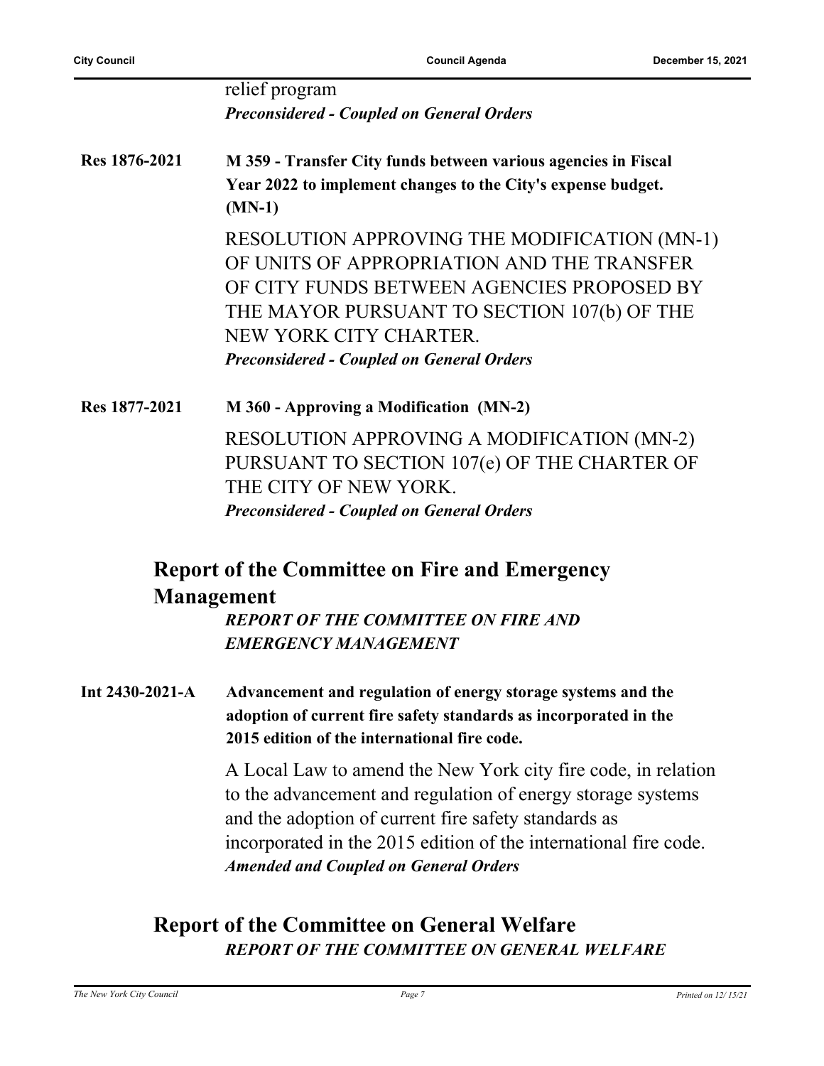relief program

***Preconsidered - Coupled on General Orders***

**Res 1876-2021** **M 359 - Transfer City funds between various agencies in Fiscal Year 2022 to implement changes to the City's expense budget. (MN-1)**

RESOLUTION APPROVING THE MODIFICATION (MN-1) OF UNITS OF APPROPRIATION AND THE TRANSFER OF CITY FUNDS BETWEEN AGENCIES PROPOSED BY THE MAYOR PURSUANT TO SECTION 107(b) OF THE NEW YORK CITY CHARTER.

***Preconsidered - Coupled on General Orders***

**Res 1877-2021** **M 360 - Approving a Modification (MN-2)**

RESOLUTION APPROVING A MODIFICATION (MN-2) PURSUANT TO SECTION 107(e) OF THE CHARTER OF THE CITY OF NEW YORK.

***Preconsidered - Coupled on General Orders***

## Report of the Committee on Fire and Emergency Management

***REPORT OF THE COMMITTEE ON FIRE AND EMERGENCY MANAGEMENT***

**Int 2430-2021-A** **Advancement and regulation of energy storage systems and the adoption of current fire safety standards as incorporated in the 2015 edition of the international fire code.**

A Local Law to amend the New York city fire code, in relation to the advancement and regulation of energy storage systems and the adoption of current fire safety standards as incorporated in the 2015 edition of the international fire code.

***Amended and Coupled on General Orders***

## Report of the Committee on General Welfare

***REPORT OF THE COMMITTEE ON GENERAL WELFARE***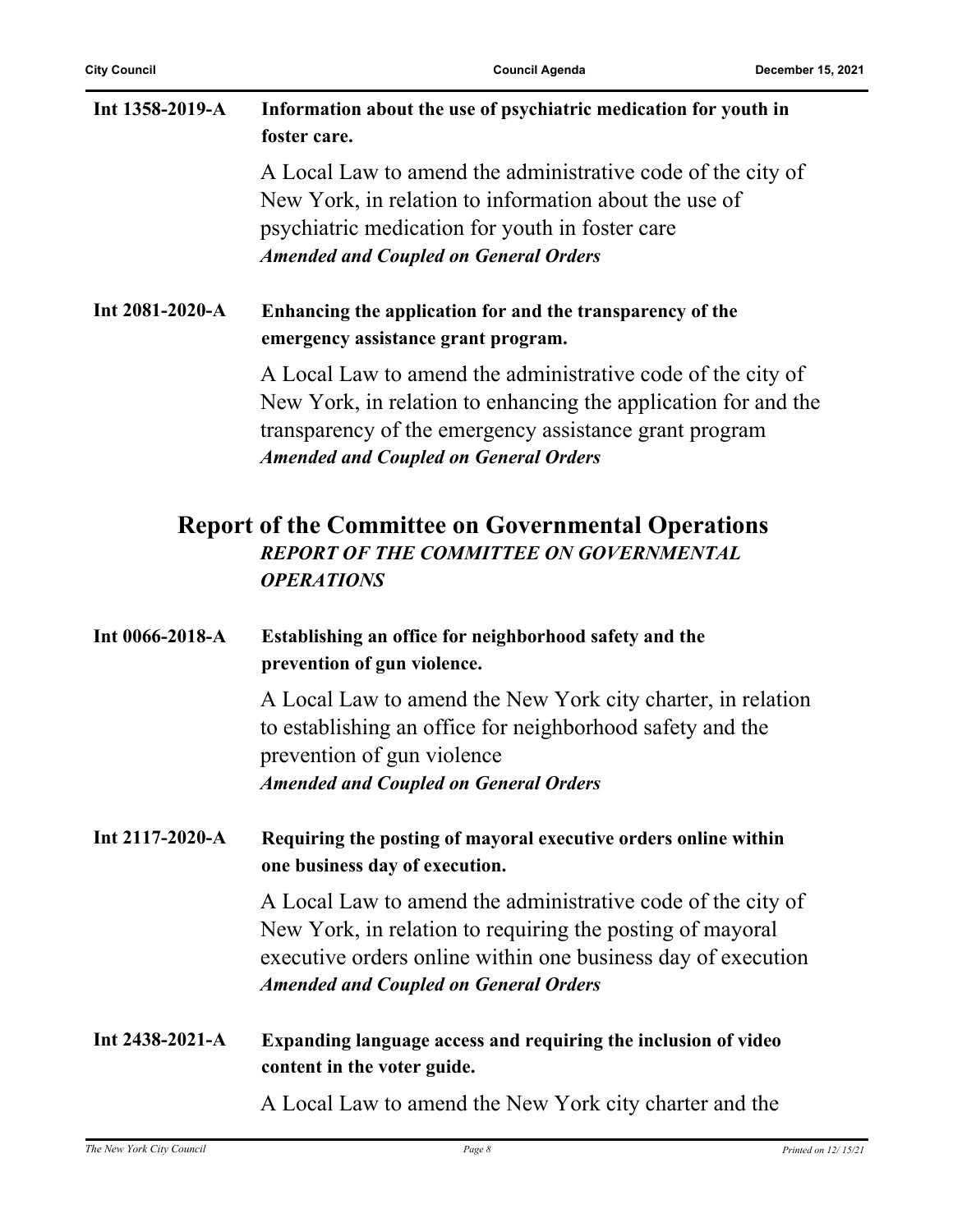**Int 1358-2019-A** **Information about the use of psychiatric medication for youth in foster care.**

A Local Law to amend the administrative code of the city of New York, in relation to information about the use of psychiatric medication for youth in foster care
***Amended and Coupled on General Orders***

**Int 2081-2020-A** **Enhancing the application for and the transparency of the emergency assistance grant program.**

A Local Law to amend the administrative code of the city of New York, in relation to enhancing the application for and the transparency of the emergency assistance grant program
***Amended and Coupled on General Orders***

## Report of the Committee on Governmental Operations

***REPORT OF THE COMMITTEE ON GOVERNMENTAL OPERATIONS***

**Int 0066-2018-A** **Establishing an office for neighborhood safety and the prevention of gun violence.**

A Local Law to amend the New York city charter, in relation to establishing an office for neighborhood safety and the prevention of gun violence
***Amended and Coupled on General Orders***

**Int 2117-2020-A** **Requiring the posting of mayoral executive orders online within one business day of execution.**

A Local Law to amend the administrative code of the city of New York, in relation to requiring the posting of mayoral executive orders online within one business day of execution
***Amended and Coupled on General Orders***

**Int 2438-2021-A** **Expanding language access and requiring the inclusion of video content in the voter guide.**

A Local Law to amend the New York city charter and the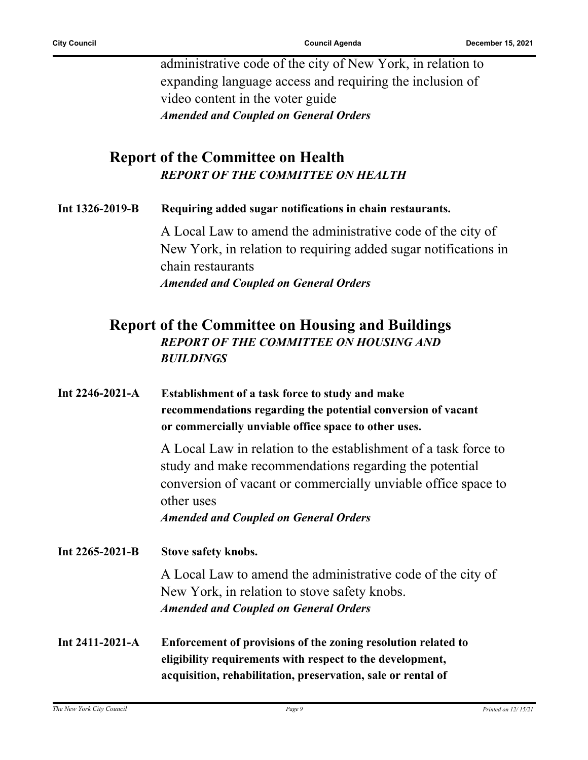administrative code of the city of New York, in relation to expanding language access and requiring the inclusion of video content in the voter guide

***Amended and Coupled on General Orders***

## Report of the Committee on Health

***REPORT OF THE COMMITTEE ON HEALTH***

**Int 1326-2019-B** **Requiring added sugar notifications in chain restaurants.**

A Local Law to amend the administrative code of the city of New York, in relation to requiring added sugar notifications in chain restaurants

***Amended and Coupled on General Orders***

## Report of the Committee on Housing and Buildings

***REPORT OF THE COMMITTEE ON HOUSING AND BUILDINGS***

**Int 2246-2021-A** **Establishment of a task force to study and make recommendations regarding the potential conversion of vacant or commercially unviable office space to other uses.**

A Local Law in relation to the establishment of a task force to study and make recommendations regarding the potential conversion of vacant or commercially unviable office space to other uses

***Amended and Coupled on General Orders***

**Int 2265-2021-B** **Stove safety knobs.**

A Local Law to amend the administrative code of the city of New York, in relation to stove safety knobs.

***Amended and Coupled on General Orders***

**Int 2411-2021-A** **Enforcement of provisions of the zoning resolution related to eligibility requirements with respect to the development, acquisition, rehabilitation, preservation, sale or rental of**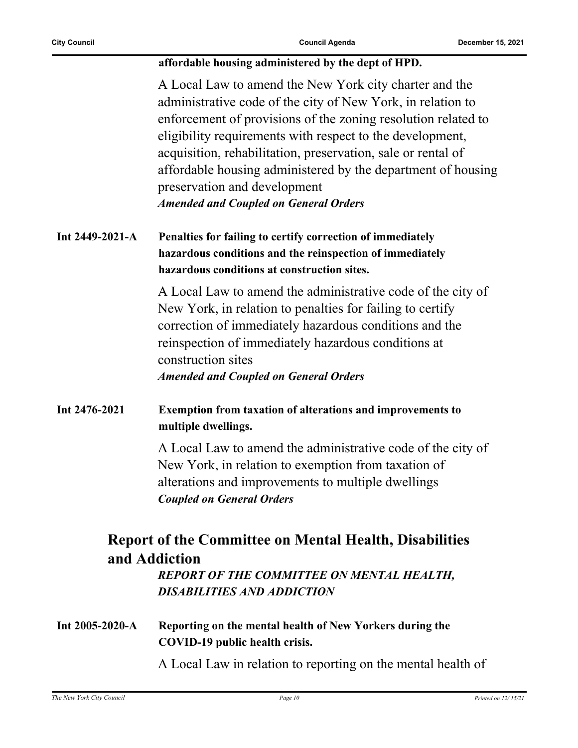**affordable housing administered by the dept of HPD.**

A Local Law to amend the New York city charter and the administrative code of the city of New York, in relation to enforcement of provisions of the zoning resolution related to eligibility requirements with respect to the development, acquisition, rehabilitation, preservation, sale or rental of affordable housing administered by the department of housing preservation and development

***Amended and Coupled on General Orders***

**Int 2449-2021-A** **Penalties for failing to certify correction of immediately hazardous conditions and the reinspection of immediately hazardous conditions at construction sites.**

A Local Law to amend the administrative code of the city of New York, in relation to penalties for failing to certify correction of immediately hazardous conditions and the reinspection of immediately hazardous conditions at construction sites

***Amended and Coupled on General Orders***

**Int 2476-2021** **Exemption from taxation of alterations and improvements to multiple dwellings.**

A Local Law to amend the administrative code of the city of New York, in relation to exemption from taxation of alterations and improvements to multiple dwellings

***Coupled on General Orders***

## Report of the Committee on Mental Health, Disabilities and Addiction

***REPORT OF THE COMMITTEE ON MENTAL HEALTH, DISABILITIES AND ADDICTION***

**Int 2005-2020-A** **Reporting on the mental health of New Yorkers during the COVID-19 public health crisis.**

A Local Law in relation to reporting on the mental health of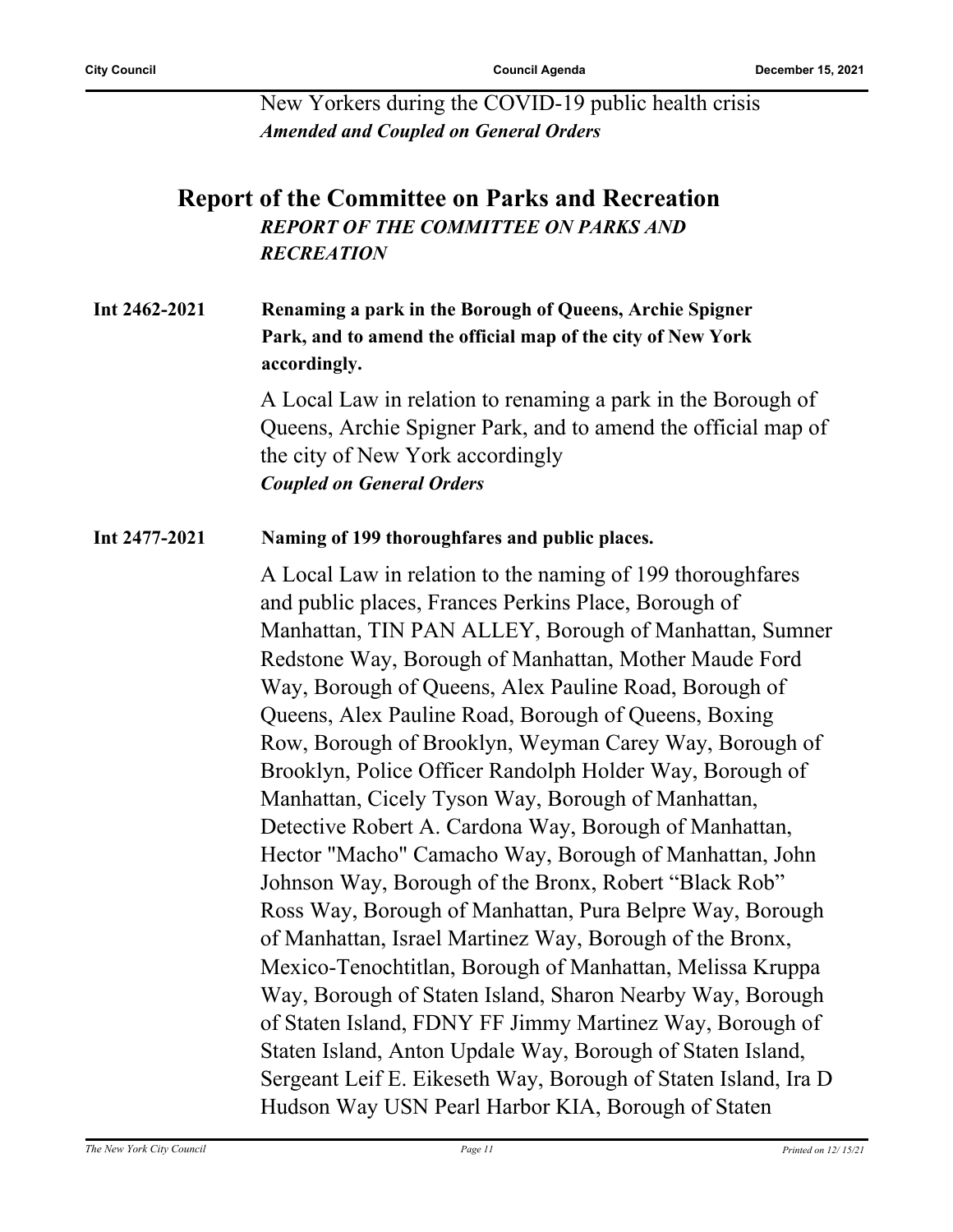New Yorkers during the COVID-19 public health crisis
***Amended and Coupled on General Orders***

## Report of the Committee on Parks and Recreation

***REPORT OF THE COMMITTEE ON PARKS AND RECREATION***

**Int 2462-2021** **Renaming a park in the Borough of Queens, Archie Spigner Park, and to amend the official map of the city of New York accordingly.**

A Local Law in relation to renaming a park in the Borough of Queens, Archie Spigner Park, and to amend the official map of the city of New York accordingly
***Coupled on General Orders***

**Int 2477-2021** **Naming of 199 thoroughfares and public places.**

A Local Law in relation to the naming of 199 thoroughfares and public places, Frances Perkins Place, Borough of Manhattan, TIN PAN ALLEY, Borough of Manhattan, Sumner Redstone Way, Borough of Manhattan, Mother Maude Ford Way, Borough of Queens, Alex Pauline Road, Borough of Queens, Alex Pauline Road, Borough of Queens, Boxing Row, Borough of Brooklyn, Weyman Carey Way, Borough of Brooklyn, Police Officer Randolph Holder Way, Borough of Manhattan, Cicely Tyson Way, Borough of Manhattan, Detective Robert A. Cardona Way, Borough of Manhattan, Hector "Macho" Camacho Way, Borough of Manhattan, John Johnson Way, Borough of the Bronx, Robert “Black Rob” Ross Way, Borough of Manhattan, Pura Belpre Way, Borough of Manhattan, Israel Martinez Way, Borough of the Bronx, Mexico-Tenochtitlan, Borough of Manhattan, Melissa Kruppa Way, Borough of Staten Island, Sharon Nearby Way, Borough of Staten Island, FDNY FF Jimmy Martinez Way, Borough of Staten Island, Anton Updale Way, Borough of Staten Island, Sergeant Leif E. Eikeseth Way, Borough of Staten Island, Ira D Hudson Way USN Pearl Harbor KIA, Borough of Staten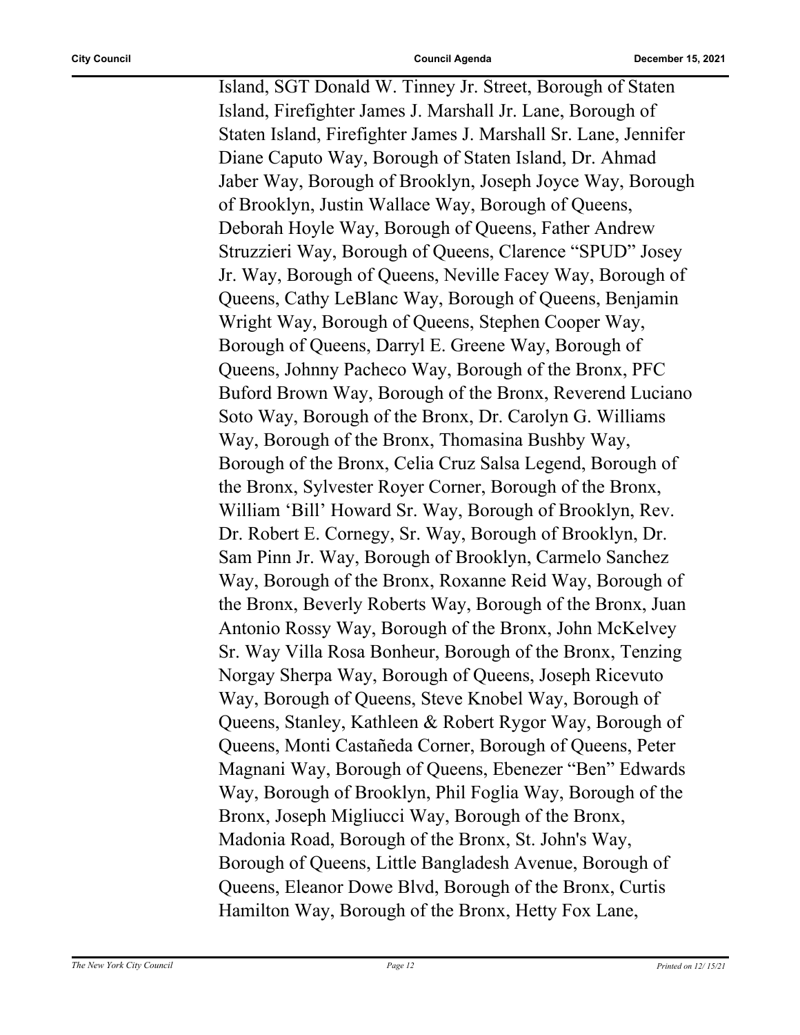Island, SGT Donald W. Tinney Jr. Street, Borough of Staten Island, Firefighter James J. Marshall Jr. Lane, Borough of Staten Island, Firefighter James J. Marshall Sr. Lane, Jennifer Diane Caputo Way, Borough of Staten Island, Dr. Ahmad Jaber Way, Borough of Brooklyn, Joseph Joyce Way, Borough of Brooklyn, Justin Wallace Way, Borough of Queens, Deborah Hoyle Way, Borough of Queens, Father Andrew Struzzieri Way, Borough of Queens, Clarence "SPUD" Josey Jr. Way, Borough of Queens, Neville Facey Way, Borough of Queens, Cathy LeBlanc Way, Borough of Queens, Benjamin Wright Way, Borough of Queens, Stephen Cooper Way, Borough of Queens, Darryl E. Greene Way, Borough of Queens, Johnny Pacheco Way, Borough of the Bronx, PFC Buford Brown Way, Borough of the Bronx, Reverend Luciano Soto Way, Borough of the Bronx, Dr. Carolyn G. Williams Way, Borough of the Bronx, Thomasina Bushby Way, Borough of the Bronx, Celia Cruz Salsa Legend, Borough of the Bronx, Sylvester Royer Corner, Borough of the Bronx, William 'Bill' Howard Sr. Way, Borough of Brooklyn, Rev. Dr. Robert E. Cornegy, Sr. Way, Borough of Brooklyn, Dr. Sam Pinn Jr. Way, Borough of Brooklyn, Carmelo Sanchez Way, Borough of the Bronx, Roxanne Reid Way, Borough of the Bronx, Beverly Roberts Way, Borough of the Bronx, Juan Antonio Rossy Way, Borough of the Bronx, John McKelvey Sr. Way Villa Rosa Bonheur, Borough of the Bronx, Tenzing Norgay Sherpa Way, Borough of Queens, Joseph Ricevuto Way, Borough of Queens, Steve Knobel Way, Borough of Queens, Stanley, Kathleen & Robert Rygor Way, Borough of Queens, Monti Castañeda Corner, Borough of Queens, Peter Magnani Way, Borough of Queens, Ebenezer "Ben" Edwards Way, Borough of Brooklyn, Phil Foglia Way, Borough of the Bronx, Joseph Migliucci Way, Borough of the Bronx, Madonia Road, Borough of the Bronx, St. John's Way, Borough of Queens, Little Bangladesh Avenue, Borough of Queens, Eleanor Dowe Blvd, Borough of the Bronx, Curtis Hamilton Way, Borough of the Bronx, Hetty Fox Lane,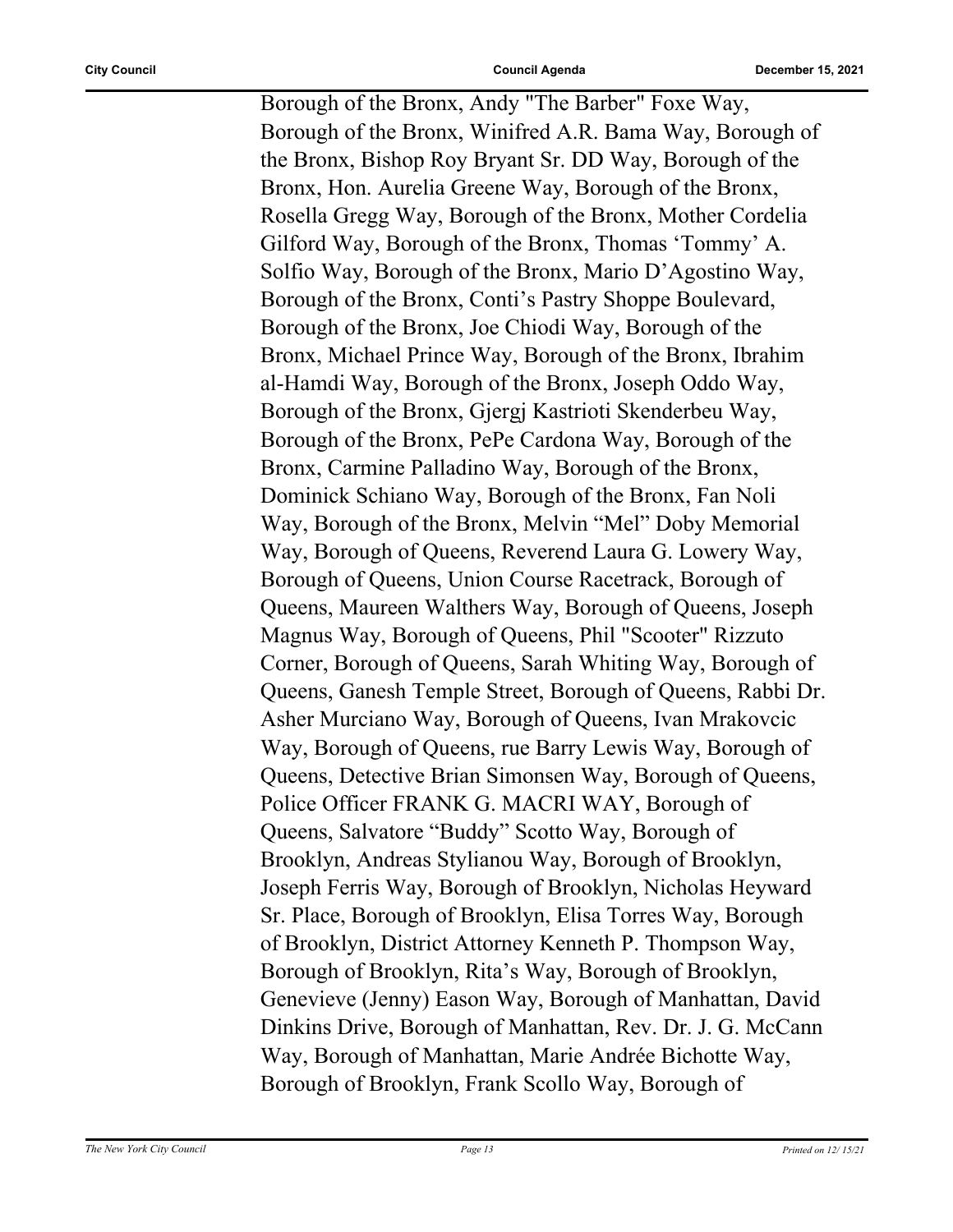Borough of the Bronx, Andy "The Barber" Foxe Way, Borough of the Bronx, Winifred A.R. Bama Way, Borough of the Bronx, Bishop Roy Bryant Sr. DD Way, Borough of the Bronx, Hon. Aurelia Greene Way, Borough of the Bronx, Rosella Gregg Way, Borough of the Bronx, Mother Cordelia Gilford Way, Borough of the Bronx, Thomas 'Tommy' A. Solfio Way, Borough of the Bronx, Mario D'Agostino Way, Borough of the Bronx, Conti's Pastry Shoppe Boulevard, Borough of the Bronx, Joe Chiodi Way, Borough of the Bronx, Michael Prince Way, Borough of the Bronx, Ibrahim al-Hamdi Way, Borough of the Bronx, Joseph Oddo Way, Borough of the Bronx, Gjergj Kastrioti Skenderbeu Way, Borough of the Bronx, PePe Cardona Way, Borough of the Bronx, Carmine Palladino Way, Borough of the Bronx, Dominick Schiano Way, Borough of the Bronx, Fan Noli Way, Borough of the Bronx, Melvin "Mel" Doby Memorial Way, Borough of Queens, Reverend Laura G. Lowery Way, Borough of Queens, Union Course Racetrack, Borough of Queens, Maureen Walthers Way, Borough of Queens, Joseph Magnus Way, Borough of Queens, Phil "Scooter" Rizzuto Corner, Borough of Queens, Sarah Whiting Way, Borough of Queens, Ganesh Temple Street, Borough of Queens, Rabbi Dr. Asher Murciano Way, Borough of Queens, Ivan Mrakovcic Way, Borough of Queens, rue Barry Lewis Way, Borough of Queens, Detective Brian Simonsen Way, Borough of Queens, Police Officer FRANK G. MACRI WAY, Borough of Queens, Salvatore "Buddy" Scotto Way, Borough of Brooklyn, Andreas Stylianou Way, Borough of Brooklyn, Joseph Ferris Way, Borough of Brooklyn, Nicholas Heyward Sr. Place, Borough of Brooklyn, Elisa Torres Way, Borough of Brooklyn, District Attorney Kenneth P. Thompson Way, Borough of Brooklyn, Rita's Way, Borough of Brooklyn, Genevieve (Jenny) Eason Way, Borough of Manhattan, David Dinkins Drive, Borough of Manhattan, Rev. Dr. J. G. McCann Way, Borough of Manhattan, Marie Andrée Bichotte Way, Borough of Brooklyn, Frank Scollo Way, Borough of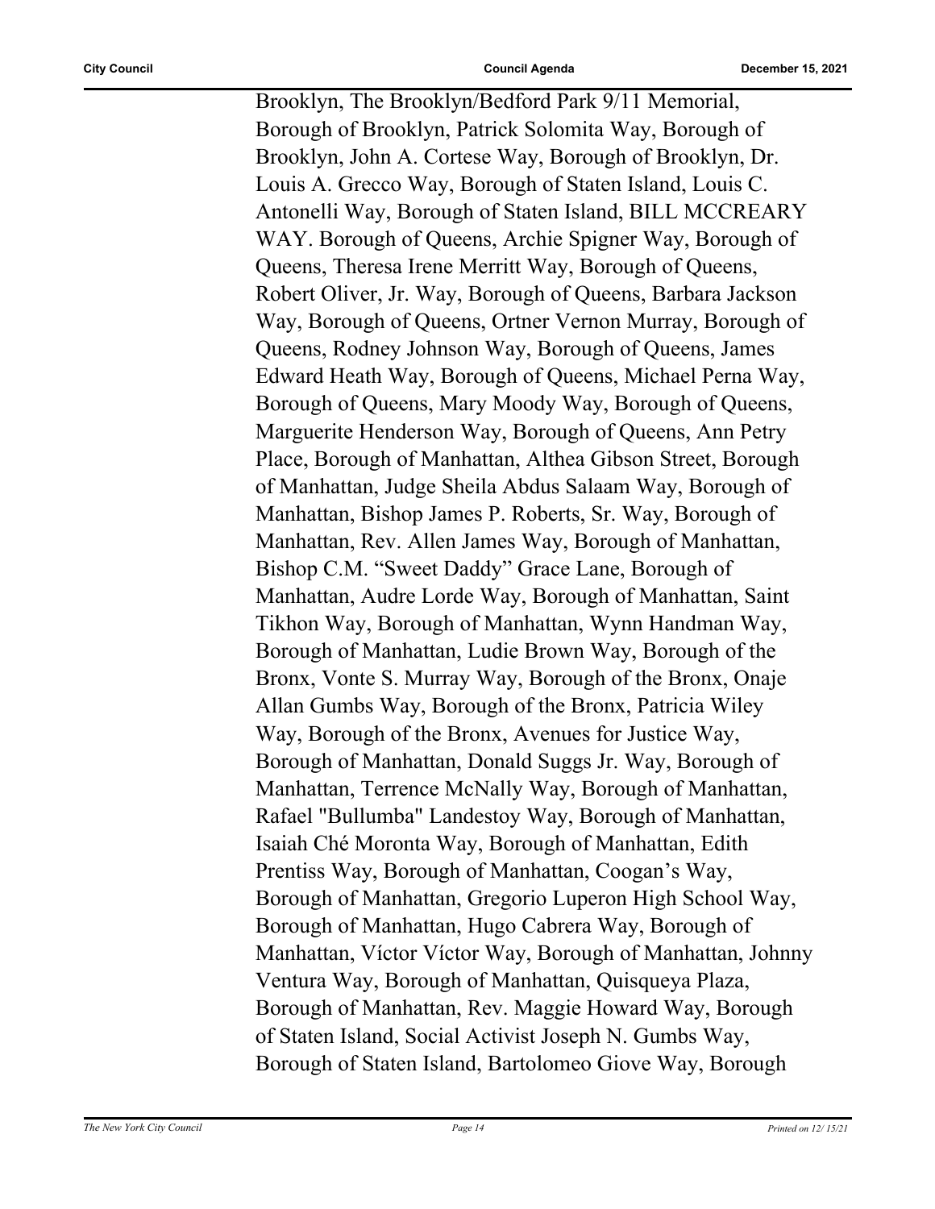Brooklyn, The Brooklyn/Bedford Park 9/11 Memorial, Borough of Brooklyn, Patrick Solomita Way, Borough of Brooklyn, John A. Cortese Way, Borough of Brooklyn, Dr. Louis A. Grecco Way, Borough of Staten Island, Louis C. Antonelli Way, Borough of Staten Island, BILL MCCREARY WAY. Borough of Queens, Archie Spigner Way, Borough of Queens, Theresa Irene Merritt Way, Borough of Queens, Robert Oliver, Jr. Way, Borough of Queens, Barbara Jackson Way, Borough of Queens, Ortner Vernon Murray, Borough of Queens, Rodney Johnson Way, Borough of Queens, James Edward Heath Way, Borough of Queens, Michael Perna Way, Borough of Queens, Mary Moody Way, Borough of Queens, Marguerite Henderson Way, Borough of Queens, Ann Petry Place, Borough of Manhattan, Althea Gibson Street, Borough of Manhattan, Judge Sheila Abdus Salaam Way, Borough of Manhattan, Bishop James P. Roberts, Sr. Way, Borough of Manhattan, Rev. Allen James Way, Borough of Manhattan, Bishop C.M. "Sweet Daddy" Grace Lane, Borough of Manhattan, Audre Lorde Way, Borough of Manhattan, Saint Tikhon Way, Borough of Manhattan, Wynn Handman Way, Borough of Manhattan, Ludie Brown Way, Borough of the Bronx, Vonte S. Murray Way, Borough of the Bronx, Onaje Allan Gumbs Way, Borough of the Bronx, Patricia Wiley Way, Borough of the Bronx, Avenues for Justice Way, Borough of Manhattan, Donald Suggs Jr. Way, Borough of Manhattan, Terrence McNally Way, Borough of Manhattan, Rafael "Bullumba" Landestoy Way, Borough of Manhattan, Isaiah Ché Moronta Way, Borough of Manhattan, Edith Prentiss Way, Borough of Manhattan, Coogan's Way, Borough of Manhattan, Gregorio Luperon High School Way, Borough of Manhattan, Hugo Cabrera Way, Borough of Manhattan, Víctor Víctor Way, Borough of Manhattan, Johnny Ventura Way, Borough of Manhattan, Quisqueya Plaza, Borough of Manhattan, Rev. Maggie Howard Way, Borough of Staten Island, Social Activist Joseph N. Gumbs Way, Borough of Staten Island, Bartolomeo Giove Way, Borough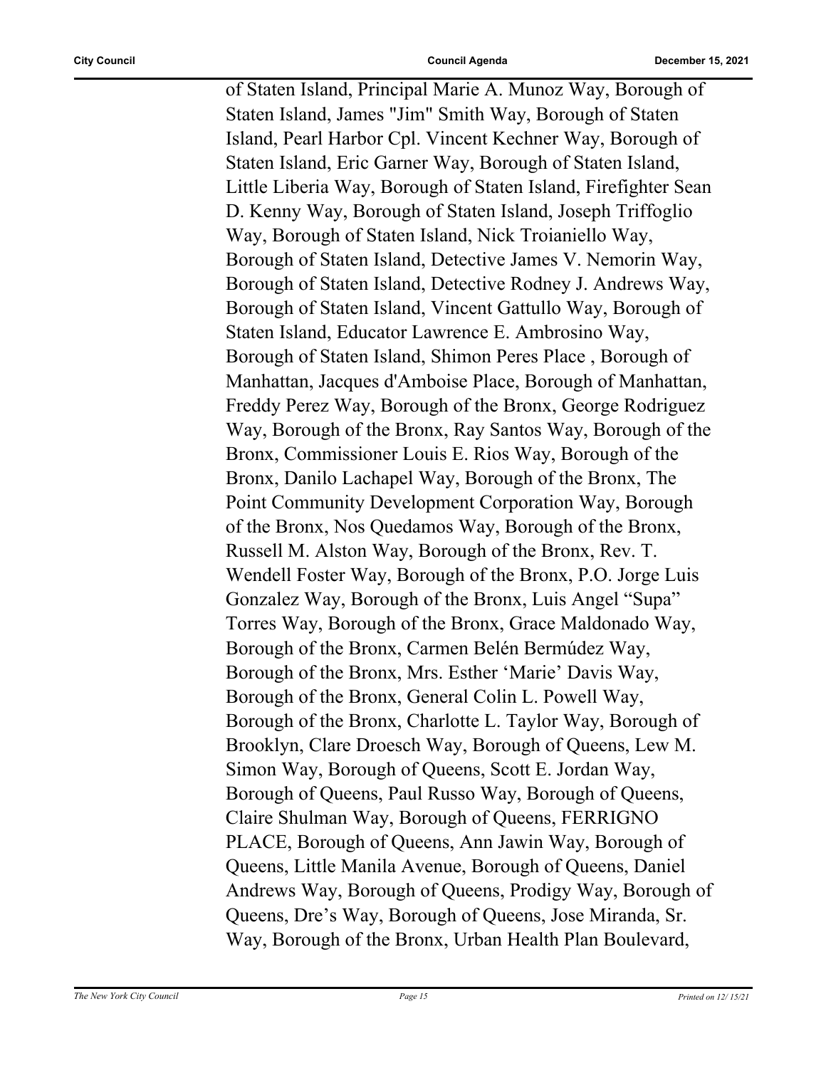of Staten Island, Principal Marie A. Munoz Way, Borough of Staten Island, James "Jim" Smith Way, Borough of Staten Island, Pearl Harbor Cpl. Vincent Kechner Way, Borough of Staten Island, Eric Garner Way, Borough of Staten Island, Little Liberia Way, Borough of Staten Island, Firefighter Sean D. Kenny Way, Borough of Staten Island, Joseph Triffoglio Way, Borough of Staten Island, Nick Troianiello Way, Borough of Staten Island, Detective James V. Nemorin Way, Borough of Staten Island, Detective Rodney J. Andrews Way, Borough of Staten Island, Vincent Gattullo Way, Borough of Staten Island, Educator Lawrence E. Ambrosino Way, Borough of Staten Island, Shimon Peres Place , Borough of Manhattan, Jacques d'Amboise Place, Borough of Manhattan, Freddy Perez Way, Borough of the Bronx, George Rodriguez Way, Borough of the Bronx, Ray Santos Way, Borough of the Bronx, Commissioner Louis E. Rios Way, Borough of the Bronx, Danilo Lachapel Way, Borough of the Bronx, The Point Community Development Corporation Way, Borough of the Bronx, Nos Quedamos Way, Borough of the Bronx, Russell M. Alston Way, Borough of the Bronx, Rev. T. Wendell Foster Way, Borough of the Bronx, P.O. Jorge Luis Gonzalez Way, Borough of the Bronx, Luis Angel "Supa" Torres Way, Borough of the Bronx, Grace Maldonado Way, Borough of the Bronx, Carmen Belén Bermúdez Way, Borough of the Bronx, Mrs. Esther 'Marie' Davis Way, Borough of the Bronx, General Colin L. Powell Way, Borough of the Bronx, Charlotte L. Taylor Way, Borough of Brooklyn, Clare Droesch Way, Borough of Queens, Lew M. Simon Way, Borough of Queens, Scott E. Jordan Way, Borough of Queens, Paul Russo Way, Borough of Queens, Claire Shulman Way, Borough of Queens, FERRIGNO PLACE, Borough of Queens, Ann Jawin Way, Borough of Queens, Little Manila Avenue, Borough of Queens, Daniel Andrews Way, Borough of Queens, Prodigy Way, Borough of Queens, Dre's Way, Borough of Queens, Jose Miranda, Sr. Way, Borough of the Bronx, Urban Health Plan Boulevard,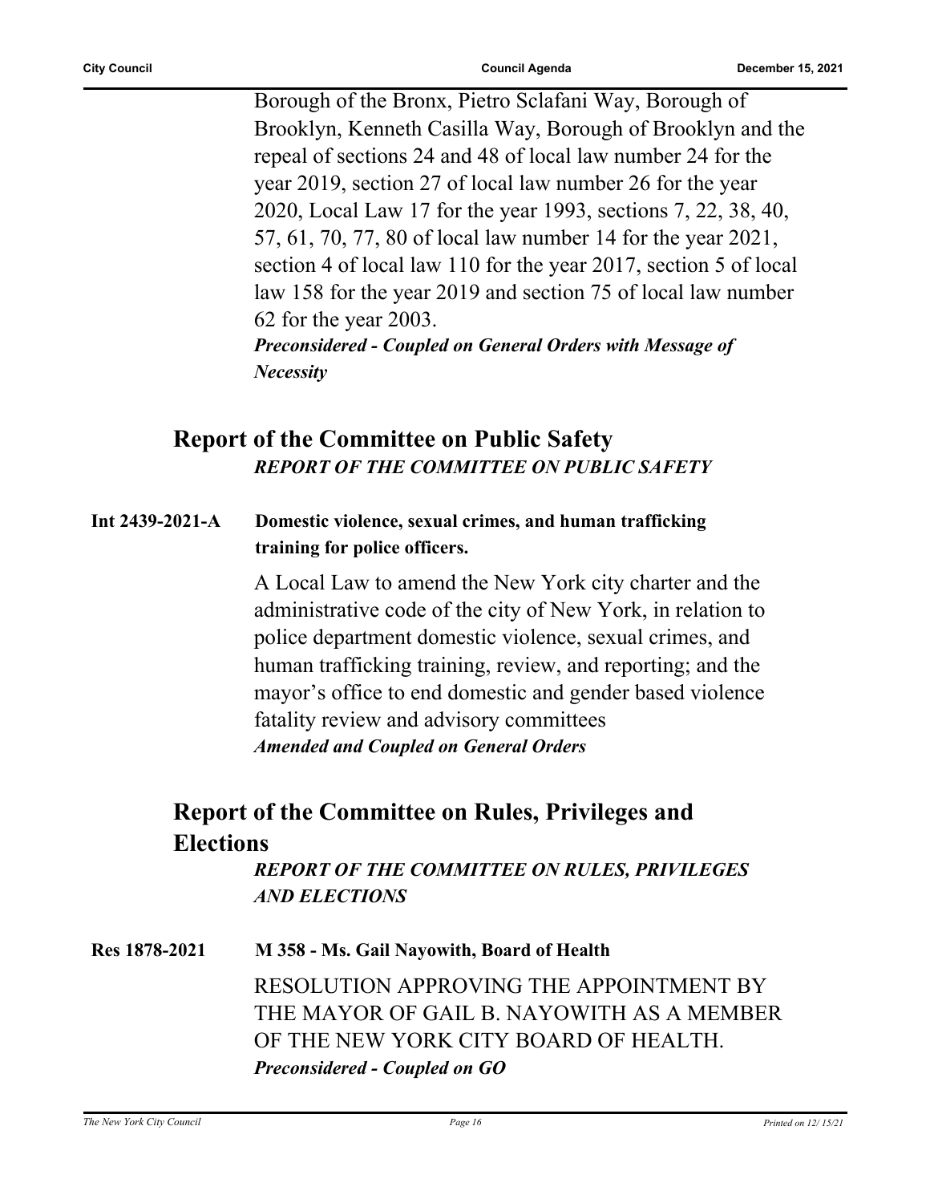Borough of the Bronx, Pietro Sclafani Way, Borough of Brooklyn, Kenneth Casilla Way, Borough of Brooklyn and the repeal of sections 24 and 48 of local law number 24 for the year 2019, section 27 of local law number 26 for the year 2020, Local Law 17 for the year 1993, sections 7, 22, 38, 40, 57, 61, 70, 77, 80 of local law number 14 for the year 2021, section 4 of local law 110 for the year 2017, section 5 of local law 158 for the year 2019 and section 75 of local law number 62 for the year 2003.

***Preconsidered - Coupled on General Orders with Message of Necessity***

## Report of the Committee on Public Safety

***REPORT OF THE COMMITTEE ON PUBLIC SAFETY***

**Int 2439-2021-A** **Domestic violence, sexual crimes, and human trafficking training for police officers.**

A Local Law to amend the New York city charter and the administrative code of the city of New York, in relation to police department domestic violence, sexual crimes, and human trafficking training, review, and reporting; and the mayor's office to end domestic and gender based violence fatality review and advisory committees

***Amended and Coupled on General Orders***

## Report of the Committee on Rules, Privileges and Elections

***REPORT OF THE COMMITTEE ON RULES, PRIVILEGES AND ELECTIONS***

**Res 1878-2021** **M 358 - Ms. Gail Nayowith, Board of Health**

RESOLUTION APPROVING THE APPOINTMENT BY THE MAYOR OF GAIL B. NAYOWITH AS A MEMBER OF THE NEW YORK CITY BOARD OF HEALTH.

***Preconsidered - Coupled on GO***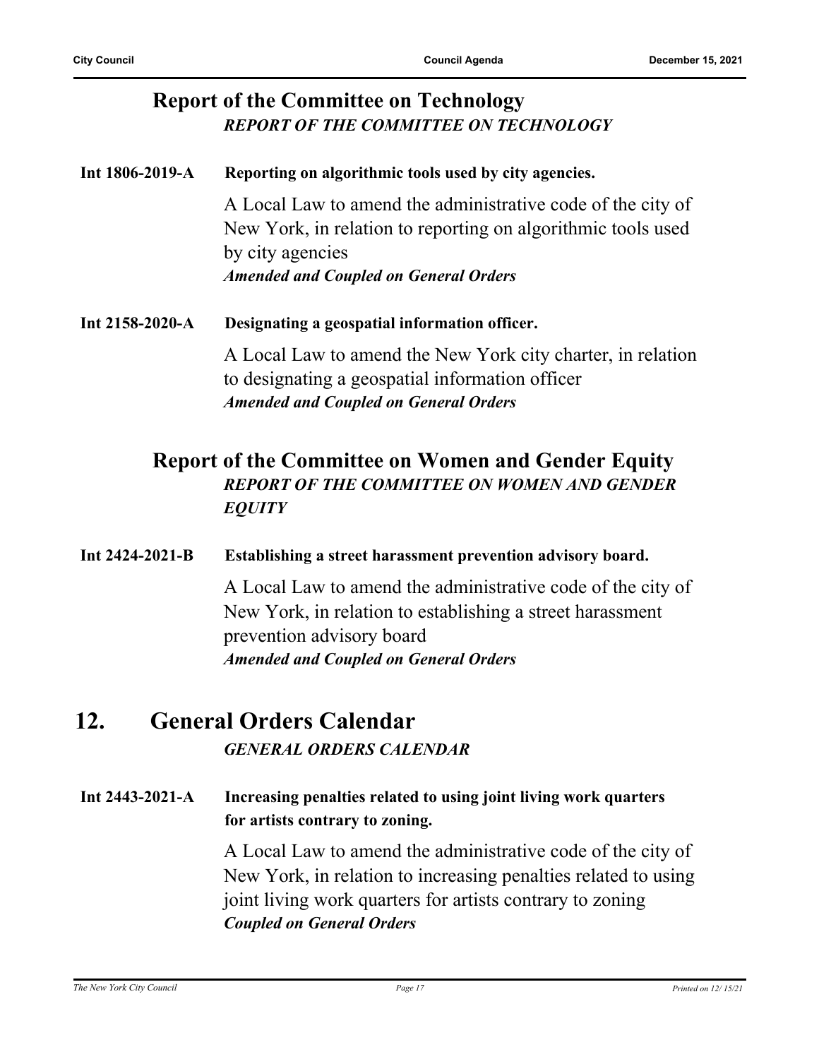### Report of the Committee on Technology

***REPORT OF THE COMMITTEE ON TECHNOLOGY***

**Int 1806-2019-A** **Reporting on algorithmic tools used by city agencies.**

A Local Law to amend the administrative code of the city of New York, in relation to reporting on algorithmic tools used by city agencies

***Amended and Coupled on General Orders***

**Int 2158-2020-A** **Designating a geospatial information officer.**

A Local Law to amend the New York city charter, in relation to designating a geospatial information officer

***Amended and Coupled on General Orders***

### Report of the Committee on Women and Gender Equity

***REPORT OF THE COMMITTEE ON WOMEN AND GENDER EQUITY***

**Int 2424-2021-B** **Establishing a street harassment prevention advisory board.**

A Local Law to amend the administrative code of the city of New York, in relation to establishing a street harassment prevention advisory board

***Amended and Coupled on General Orders***

## 12. General Orders Calendar

***GENERAL ORDERS CALENDAR***

**Int 2443-2021-A** **Increasing penalties related to using joint living work quarters for artists contrary to zoning.**

A Local Law to amend the administrative code of the city of New York, in relation to increasing penalties related to using joint living work quarters for artists contrary to zoning

***Coupled on General Orders***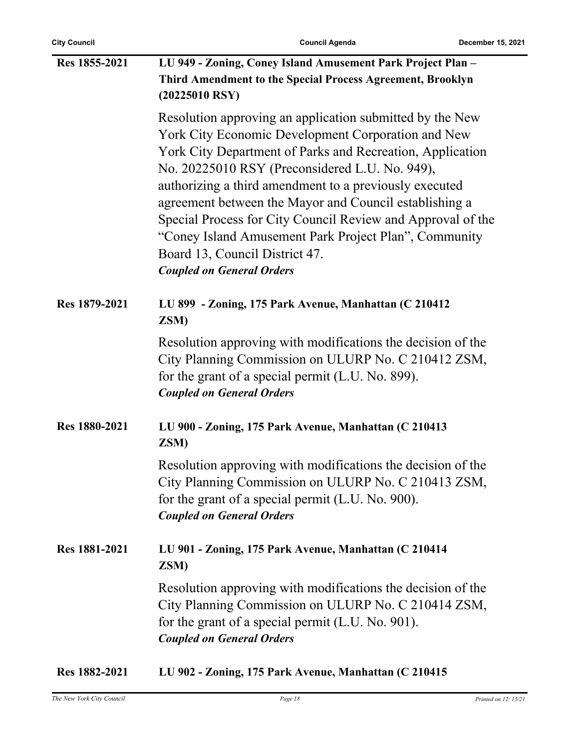**Res 1855-2021** **LU 949 - Zoning, Coney Island Amusement Park Project Plan – Third Amendment to the Special Process Agreement, Brooklyn (20225010 RSY)**

Resolution approving an application submitted by the New York City Economic Development Corporation and New York City Department of Parks and Recreation, Application No. 20225010 RSY (Preconsidered L.U. No. 949), authorizing a third amendment to a previously executed agreement between the Mayor and Council establishing a Special Process for City Council Review and Approval of the "Coney Island Amusement Park Project Plan", Community Board 13, Council District 47.

***Coupled on General Orders***

**Res 1879-2021** **LU 899 - Zoning, 175 Park Avenue, Manhattan (C 210412 ZSM)**

Resolution approving with modifications the decision of the City Planning Commission on ULURP No. C 210412 ZSM, for the grant of a special permit (L.U. No. 899).

***Coupled on General Orders***

**Res 1880-2021** **LU 900 - Zoning, 175 Park Avenue, Manhattan (C 210413 ZSM)**

Resolution approving with modifications the decision of the City Planning Commission on ULURP No. C 210413 ZSM, for the grant of a special permit (L.U. No. 900).

***Coupled on General Orders***

**Res 1881-2021** **LU 901 - Zoning, 175 Park Avenue, Manhattan (C 210414 ZSM)**

Resolution approving with modifications the decision of the City Planning Commission on ULURP No. C 210414 ZSM, for the grant of a special permit (L.U. No. 901).

***Coupled on General Orders***

**Res 1882-2021** **LU 902 - Zoning, 175 Park Avenue, Manhattan (C 210415**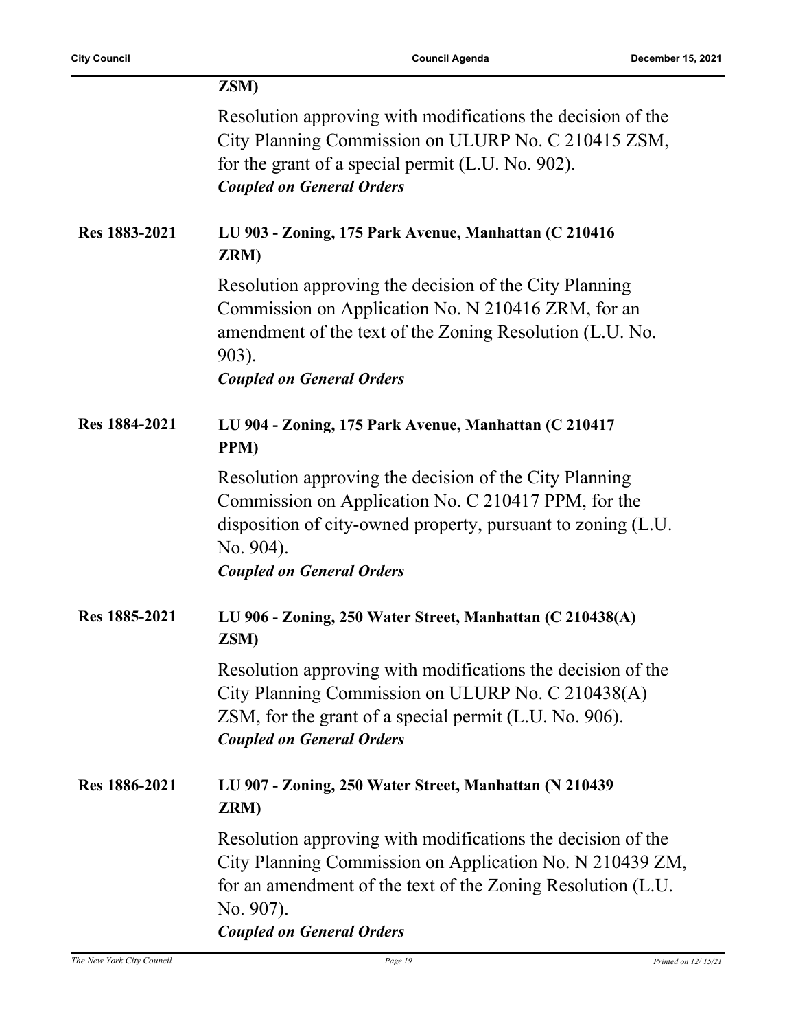**ZSM)**

Resolution approving with modifications the decision of the City Planning Commission on ULURP No. C 210415 ZSM, for the grant of a special permit (L.U. No. 902).

***Coupled on General Orders***

**Res 1883-2021** **LU 903 - Zoning, 175 Park Avenue, Manhattan (C 210416 ZRM)**

Resolution approving the decision of the City Planning Commission on Application No. N 210416 ZRM, for an amendment of the text of the Zoning Resolution (L.U. No. 903).

***Coupled on General Orders***

**Res 1884-2021** **LU 904 - Zoning, 175 Park Avenue, Manhattan (C 210417 PPM)**

Resolution approving the decision of the City Planning Commission on Application No. C 210417 PPM, for the disposition of city-owned property, pursuant to zoning (L.U. No. 904).

***Coupled on General Orders***

**Res 1885-2021** **LU 906 - Zoning, 250 Water Street, Manhattan (C 210438(A) ZSM)**

Resolution approving with modifications the decision of the City Planning Commission on ULURP No. C 210438(A) ZSM, for the grant of a special permit (L.U. No. 906).

***Coupled on General Orders***

**Res 1886-2021** **LU 907 - Zoning, 250 Water Street, Manhattan (N 210439 ZRM)**

Resolution approving with modifications the decision of the City Planning Commission on Application No. N 210439 ZM, for an amendment of the text of the Zoning Resolution (L.U. No. 907).

***Coupled on General Orders***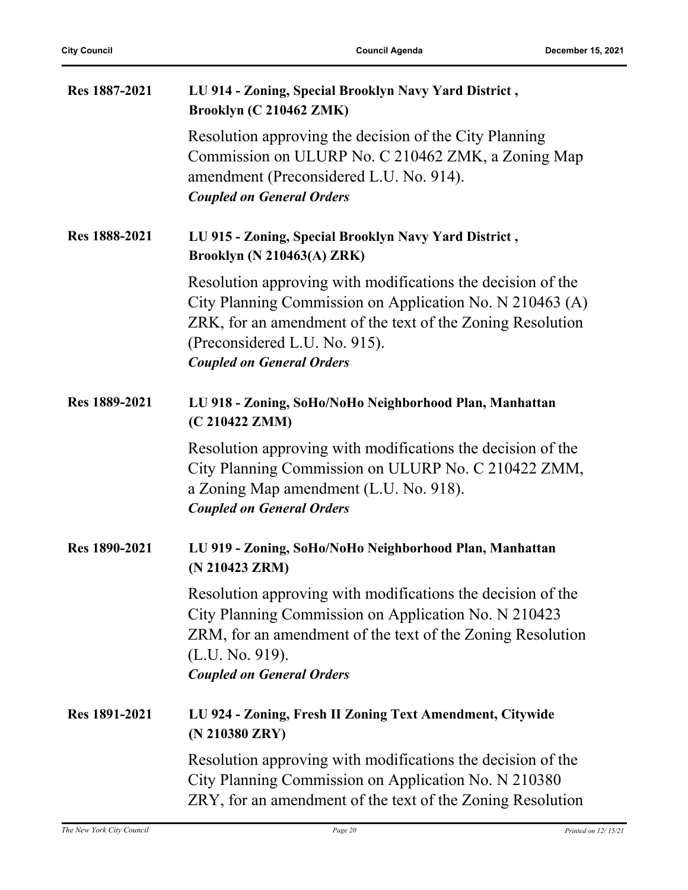**Res 1887-2021** **LU 914 - Zoning, Special Brooklyn Navy Yard District , Brooklyn (C 210462 ZMK)**

Resolution approving the decision of the City Planning Commission on ULURP No. C 210462 ZMK, a Zoning Map amendment (Preconsidered L.U. No. 914).

***Coupled on General Orders***

**Res 1888-2021** **LU 915 - Zoning, Special Brooklyn Navy Yard District , Brooklyn (N 210463(A) ZRK)**

Resolution approving with modifications the decision of the City Planning Commission on Application No. N 210463 (A) ZRK, for an amendment of the text of the Zoning Resolution (Preconsidered L.U. No. 915).

***Coupled on General Orders***

**Res 1889-2021** **LU 918 - Zoning, SoHo/NoHo Neighborhood Plan, Manhattan (C 210422 ZMM)**

Resolution approving with modifications the decision of the City Planning Commission on ULURP No. C 210422 ZMM, a Zoning Map amendment (L.U. No. 918).

***Coupled on General Orders***

**Res 1890-2021** **LU 919 - Zoning, SoHo/NoHo Neighborhood Plan, Manhattan (N 210423 ZRM)**

Resolution approving with modifications the decision of the City Planning Commission on Application No. N 210423 ZRM, for an amendment of the text of the Zoning Resolution (L.U. No. 919).

***Coupled on General Orders***

**Res 1891-2021** **LU 924 - Zoning, Fresh II Zoning Text Amendment, Citywide (N 210380 ZRY)**

Resolution approving with modifications the decision of the City Planning Commission on Application No. N 210380 ZRY, for an amendment of the text of the Zoning Resolution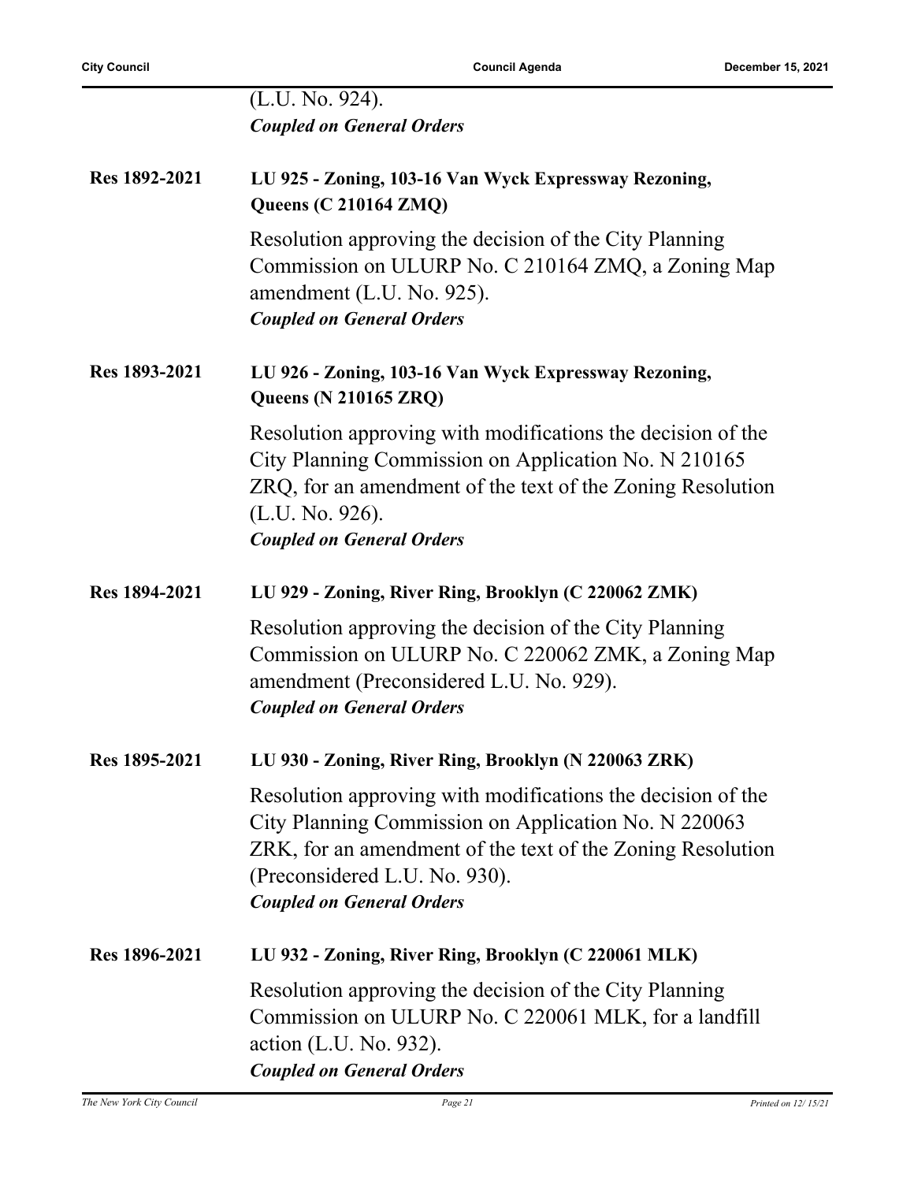(L.U. No. 924).
***Coupled on General Orders***

**Res 1892-2021** **LU 925 - Zoning, 103-16 Van Wyck Expressway Rezoning, Queens (C 210164 ZMQ)**

Resolution approving the decision of the City Planning Commission on ULURP No. C 210164 ZMQ, a Zoning Map amendment (L.U. No. 925).
***Coupled on General Orders***

**Res 1893-2021** **LU 926 - Zoning, 103-16 Van Wyck Expressway Rezoning, Queens (N 210165 ZRQ)**

Resolution approving with modifications the decision of the City Planning Commission on Application No. N 210165 ZRQ, for an amendment of the text of the Zoning Resolution (L.U. No. 926).
***Coupled on General Orders***

**Res 1894-2021** **LU 929 - Zoning, River Ring, Brooklyn (C 220062 ZMK)**

Resolution approving the decision of the City Planning Commission on ULURP No. C 220062 ZMK, a Zoning Map amendment (Preconsidered L.U. No. 929).
***Coupled on General Orders***

**Res 1895-2021** **LU 930 - Zoning, River Ring, Brooklyn (N 220063 ZRK)**

Resolution approving with modifications the decision of the City Planning Commission on Application No. N 220063 ZRK, for an amendment of the text of the Zoning Resolution (Preconsidered L.U. No. 930).
***Coupled on General Orders***

**Res 1896-2021** **LU 932 - Zoning, River Ring, Brooklyn (C 220061 MLK)**

Resolution approving the decision of the City Planning Commission on ULURP No. C 220061 MLK, for a landfill action (L.U. No. 932).
***Coupled on General Orders***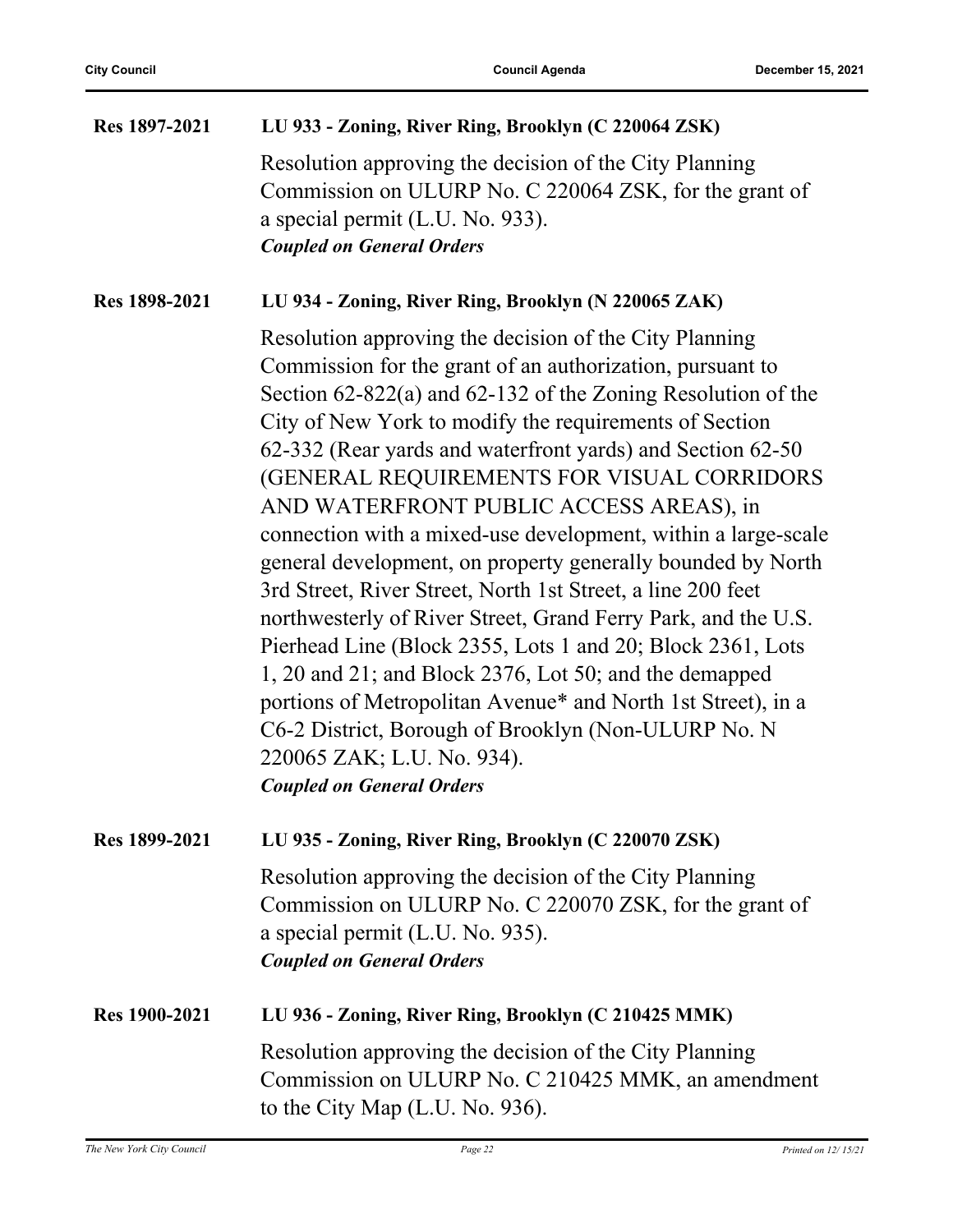**Res 1897-2021** **LU 933 - Zoning, River Ring, Brooklyn (C 220064 ZSK)**

Resolution approving the decision of the City Planning Commission on ULURP No. C 220064 ZSK, for the grant of a special permit (L.U. No. 933).

***Coupled on General Orders***

**Res 1898-2021** **LU 934 - Zoning, River Ring, Brooklyn (N 220065 ZAK)**

Resolution approving the decision of the City Planning Commission for the grant of an authorization, pursuant to Section 62-822(a) and 62-132 of the Zoning Resolution of the City of New York to modify the requirements of Section 62-332 (Rear yards and waterfront yards) and Section 62-50 (GENERAL REQUIREMENTS FOR VISUAL CORRIDORS AND WATERFRONT PUBLIC ACCESS AREAS), in connection with a mixed-use development, within a large-scale general development, on property generally bounded by North 3rd Street, River Street, North 1st Street, a line 200 feet northwesterly of River Street, Grand Ferry Park, and the U.S. Pierhead Line (Block 2355, Lots 1 and 20; Block 2361, Lots 1, 20 and 21; and Block 2376, Lot 50; and the demapped portions of Metropolitan Avenue* and North 1st Street), in a C6-2 District, Borough of Brooklyn (Non-ULURP No. N 220065 ZAK; L.U. No. 934).

***Coupled on General Orders***

**Res 1899-2021** **LU 935 - Zoning, River Ring, Brooklyn (C 220070 ZSK)**

Resolution approving the decision of the City Planning Commission on ULURP No. C 220070 ZSK, for the grant of a special permit (L.U. No. 935).

***Coupled on General Orders***

**Res 1900-2021** **LU 936 - Zoning, River Ring, Brooklyn (C 210425 MMK)**

Resolution approving the decision of the City Planning Commission on ULURP No. C 210425 MMK, an amendment to the City Map (L.U. No. 936).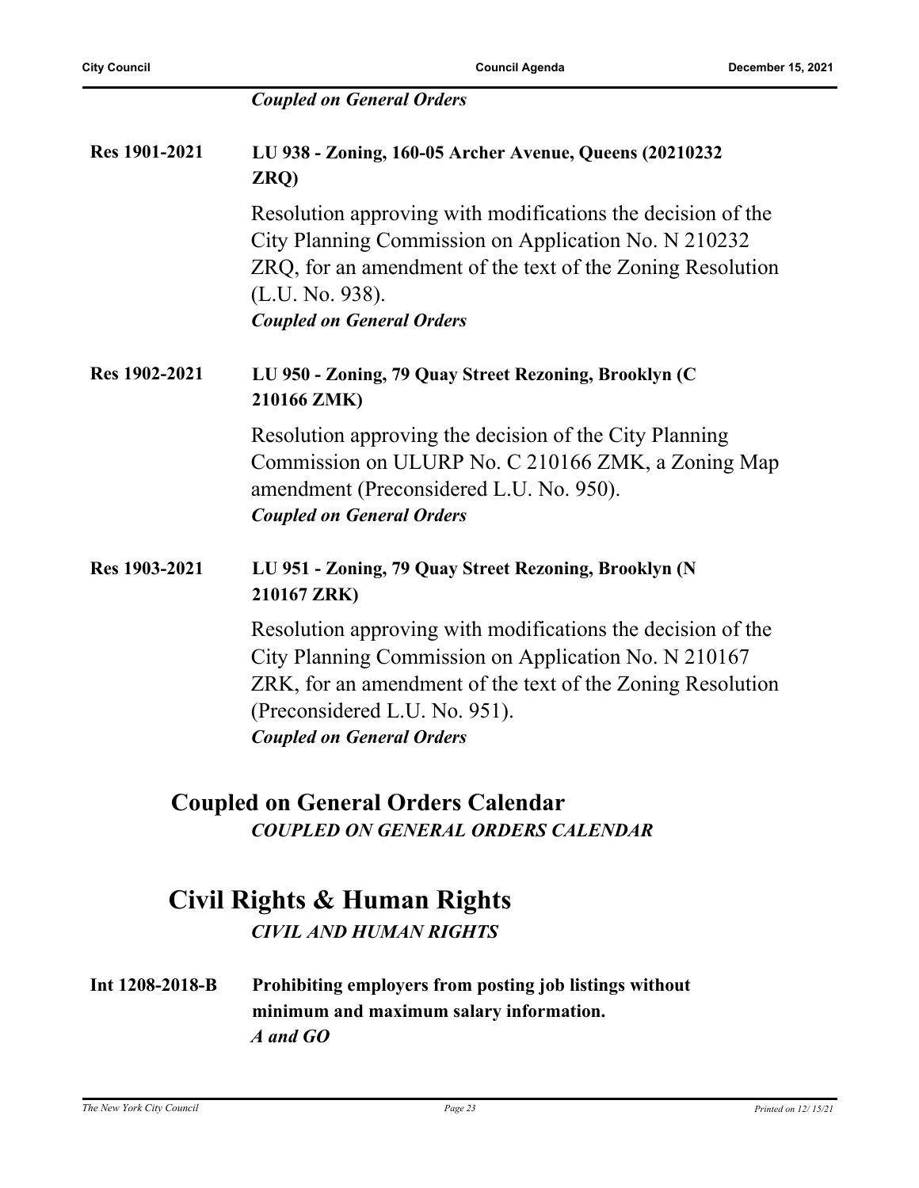***Coupled on General Orders***

**Res 1901-2021** **LU 938 - Zoning, 160-05 Archer Avenue, Queens (20210232 ZRQ)**

Resolution approving with modifications the decision of the City Planning Commission on Application No. N 210232 ZRQ, for an amendment of the text of the Zoning Resolution (L.U. No. 938).

***Coupled on General Orders***

**Res 1902-2021** **LU 950 - Zoning, 79 Quay Street Rezoning, Brooklyn (C 210166 ZMK)**

Resolution approving the decision of the City Planning Commission on ULURP No. C 210166 ZMK, a Zoning Map amendment (Preconsidered L.U. No. 950).

***Coupled on General Orders***

**Res 1903-2021** **LU 951 - Zoning, 79 Quay Street Rezoning, Brooklyn (N 210167 ZRK)**

Resolution approving with modifications the decision of the City Planning Commission on Application No. N 210167 ZRK, for an amendment of the text of the Zoning Resolution (Preconsidered L.U. No. 951).

***Coupled on General Orders***

## Coupled on General Orders Calendar

***COUPLED ON GENERAL ORDERS CALENDAR***

## Civil Rights & Human Rights

***CIVIL AND HUMAN RIGHTS***

**Int 1208-2018-B** **Prohibiting employers from posting job listings without minimum and maximum salary information.**

***A and GO***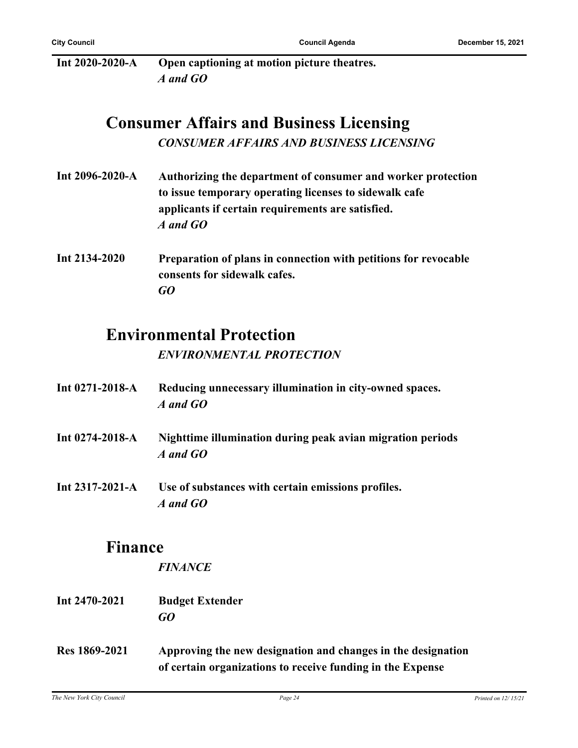**Int 2020-2020-A** **Open captioning at motion picture theatres.**
*A and GO*

## Consumer Affairs and Business Licensing

*CONSUMER AFFAIRS AND BUSINESS LICENSING*

**Int 2096-2020-A** **Authorizing the department of consumer and worker protection to issue temporary operating licenses to sidewalk cafe applicants if certain requirements are satisfied.**
*A and GO*

**Int 2134-2020** **Preparation of plans in connection with petitions for revocable consents for sidewalk cafes.**
*GO*

## Environmental Protection

*ENVIRONMENTAL PROTECTION*

**Int 0271-2018-A** **Reducing unnecessary illumination in city-owned spaces.**
*A and GO*

**Int 0274-2018-A** **Nighttime illumination during peak avian migration periods**
*A and GO*

**Int 2317-2021-A** **Use of substances with certain emissions profiles.**
*A and GO*

## Finance

*FINANCE*

**Int 2470-2021** **Budget Extender**
*GO*

**Res 1869-2021** **Approving the new designation and changes in the designation of certain organizations to receive funding in the Expense**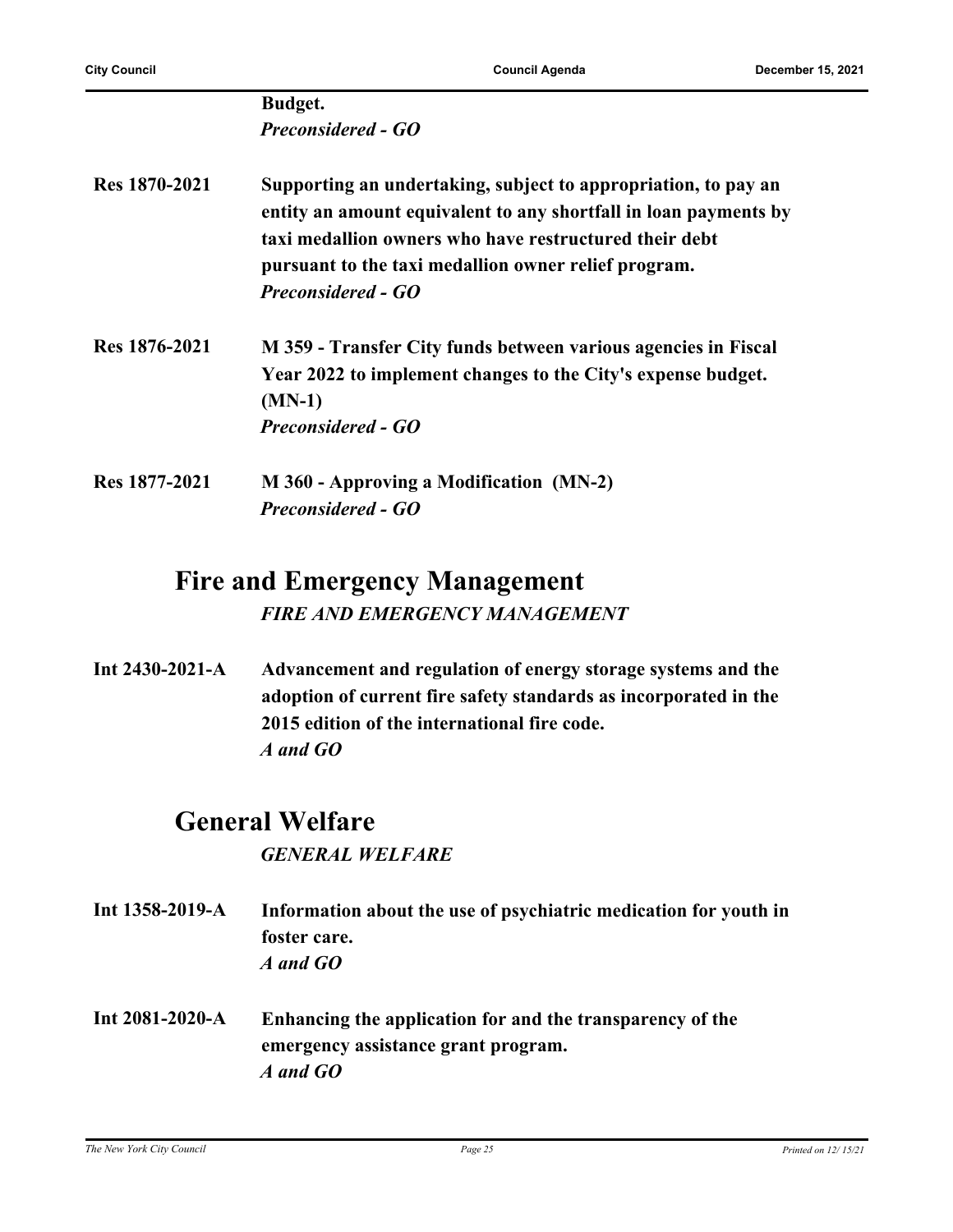**Budget.**
***Preconsidered - GO***

| | |
|---|---|
| **Res 1870-2021** | **Supporting an undertaking, subject to appropriation, to pay an entity an amount equivalent to any shortfall in loan payments by taxi medallion owners who have restructured their debt pursuant to the taxi medallion owner relief program.** ***Preconsidered - GO*** |
| **Res 1876-2021** | **M 359 - Transfer City funds between various agencies in Fiscal Year 2022 to implement changes to the City's expense budget. (MN-1)** ***Preconsidered - GO*** |
| **Res 1877-2021** | **M 360 - Approving a Modification (MN-2)** ***Preconsidered - GO*** |

## Fire and Emergency Management

***FIRE AND EMERGENCY MANAGEMENT***

| | |
|---|---|
| **Int 2430-2021-A** | **Advancement and regulation of energy storage systems and the adoption of current fire safety standards as incorporated in the 2015 edition of the international fire code.** ***A and GO*** |

## General Welfare

***GENERAL WELFARE***

| | |
|---|---|
| **Int 1358-2019-A** | **Information about the use of psychiatric medication for youth in foster care.** ***A and GO*** |
| **Int 2081-2020-A** | **Enhancing the application for and the transparency of the emergency assistance grant program.** ***A and GO*** |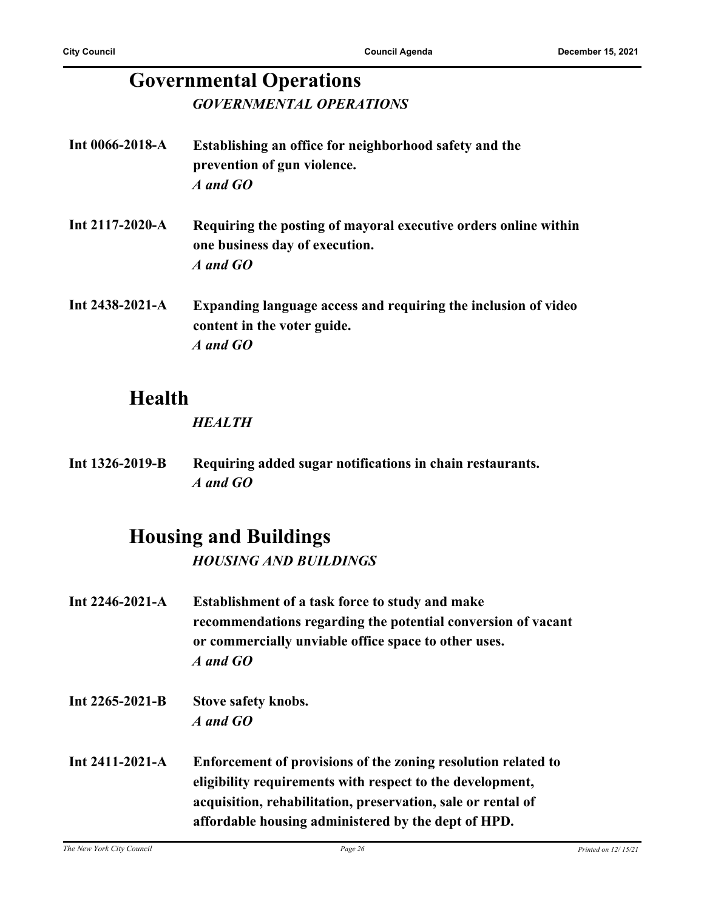## Governmental Operations

*GOVERNMENTAL OPERATIONS*

**Int 0066-2018-A** **Establishing an office for neighborhood safety and the prevention of gun violence.**
***A and GO***

**Int 2117-2020-A** **Requiring the posting of mayoral executive orders online within one business day of execution.**
***A and GO***

**Int 2438-2021-A** **Expanding language access and requiring the inclusion of video content in the voter guide.**
***A and GO***

## Health

*HEALTH*

**Int 1326-2019-B** **Requiring added sugar notifications in chain restaurants.**
***A and GO***

## Housing and Buildings

*HOUSING AND BUILDINGS*

**Int 2246-2021-A** **Establishment of a task force to study and make recommendations regarding the potential conversion of vacant or commercially unviable office space to other uses.**
***A and GO***

**Int 2265-2021-B** **Stove safety knobs.**
***A and GO***

**Int 2411-2021-A** **Enforcement of provisions of the zoning resolution related to eligibility requirements with respect to the development, acquisition, rehabilitation, preservation, sale or rental of affordable housing administered by the dept of HPD.**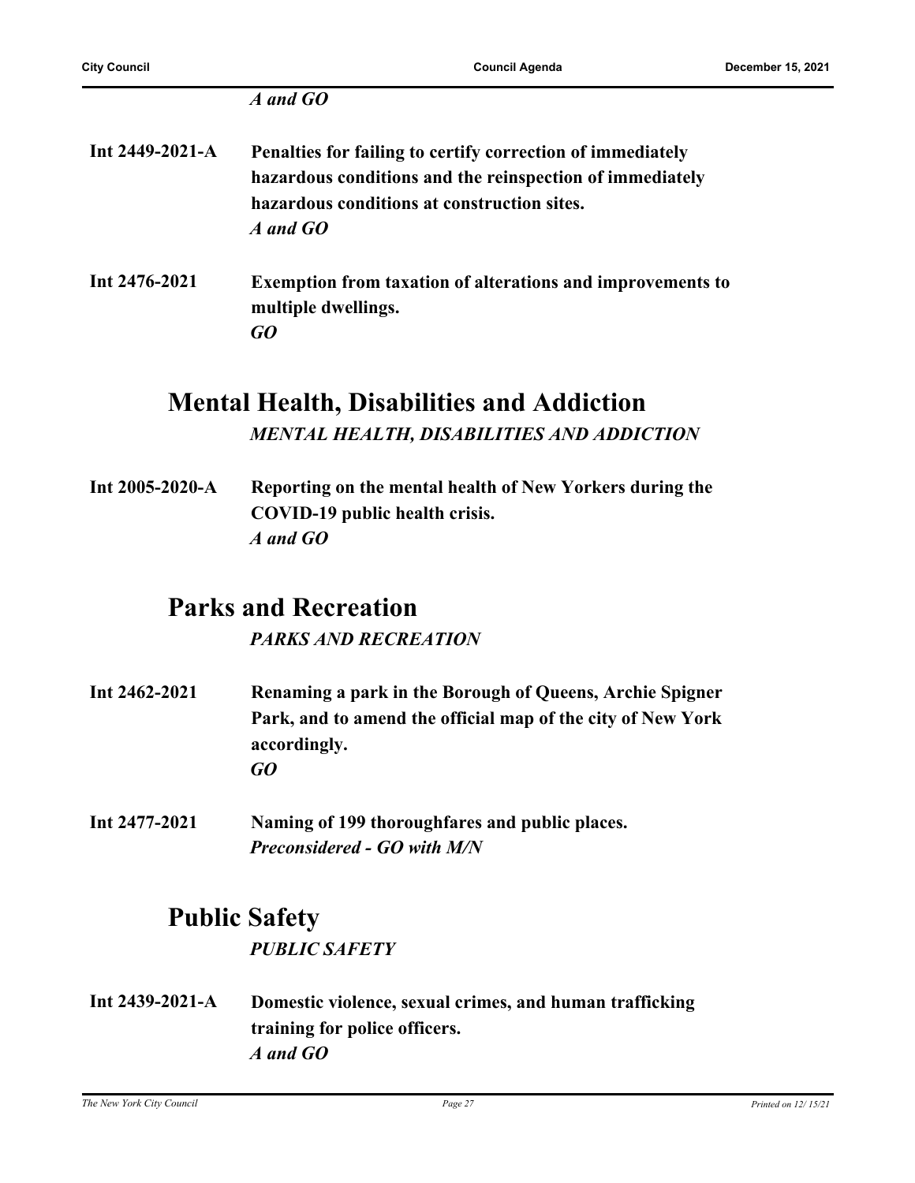*A and GO*

**Int 2449-2021-A** **Penalties for failing to certify correction of immediately hazardous conditions and the reinspection of immediately hazardous conditions at construction sites.**
*A and GO*

**Int 2476-2021** **Exemption from taxation of alterations and improvements to multiple dwellings.**
*GO*

## Mental Health, Disabilities and Addiction

*MENTAL HEALTH, DISABILITIES AND ADDICTION*

**Int 2005-2020-A** **Reporting on the mental health of New Yorkers during the COVID-19 public health crisis.**
*A and GO*

## Parks and Recreation

*PARKS AND RECREATION*

**Int 2462-2021** **Renaming a park in the Borough of Queens, Archie Spigner Park, and to amend the official map of the city of New York accordingly.**
*GO*

**Int 2477-2021** **Naming of 199 thoroughfares and public places.**
*Preconsidered - GO with M/N*

## Public Safety

*PUBLIC SAFETY*

**Int 2439-2021-A** **Domestic violence, sexual crimes, and human trafficking training for police officers.**
*A and GO*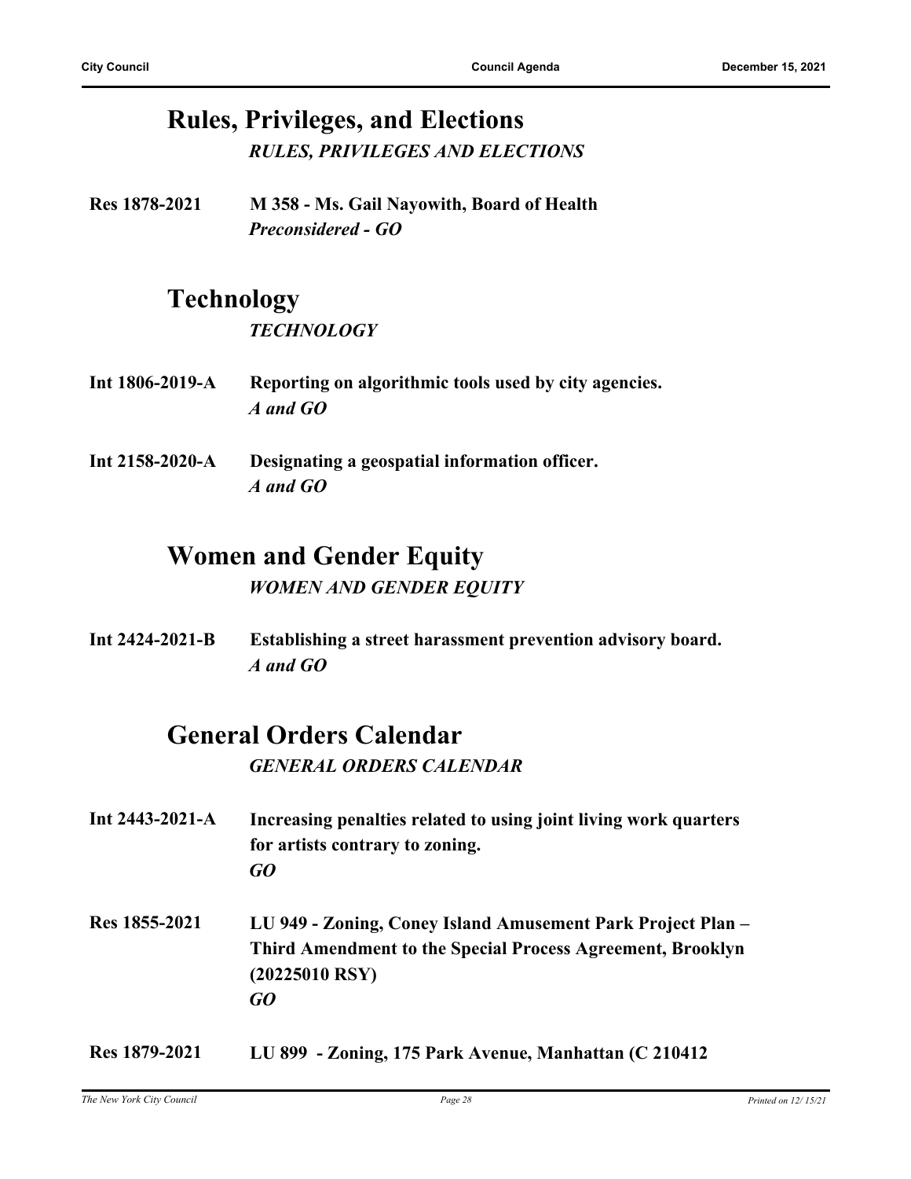## Rules, Privileges, and Elections

***RULES, PRIVILEGES AND ELECTIONS***

**Res 1878-2021** **M 358 - Ms. Gail Nayowith, Board of Health**
***Preconsidered - GO***

## Technology

***TECHNOLOGY***

**Int 1806-2019-A** **Reporting on algorithmic tools used by city agencies.**
***A and GO***

**Int 2158-2020-A** **Designating a geospatial information officer.**
***A and GO***

## Women and Gender Equity

***WOMEN AND GENDER EQUITY***

**Int 2424-2021-B** **Establishing a street harassment prevention advisory board.**
***A and GO***

## General Orders Calendar

***GENERAL ORDERS CALENDAR***

**Int 2443-2021-A** **Increasing penalties related to using joint living work quarters for artists contrary to zoning.**
***GO***

**Res 1855-2021** **LU 949 - Zoning, Coney Island Amusement Park Project Plan – Third Amendment to the Special Process Agreement, Brooklyn (20225010 RSY)**
***GO***

**Res 1879-2021** **LU 899 - Zoning, 175 Park Avenue, Manhattan (C 210412**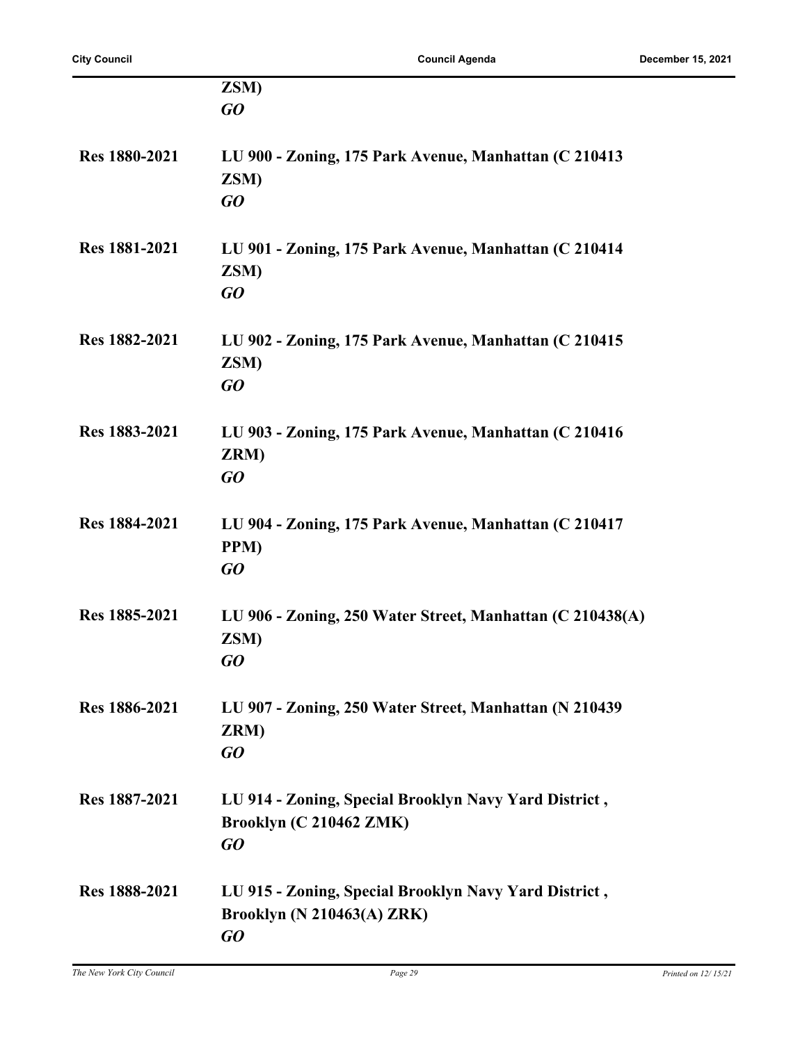ZSM)
***GO***

**Res 1880-2021** **LU 900 - Zoning, 175 Park Avenue, Manhattan (C 210413 ZSM)**
***GO***

**Res 1881-2021** **LU 901 - Zoning, 175 Park Avenue, Manhattan (C 210414 ZSM)**
***GO***

**Res 1882-2021** **LU 902 - Zoning, 175 Park Avenue, Manhattan (C 210415 ZSM)**
***GO***

**Res 1883-2021** **LU 903 - Zoning, 175 Park Avenue, Manhattan (C 210416 ZRM)**
***GO***

**Res 1884-2021** **LU 904 - Zoning, 175 Park Avenue, Manhattan (C 210417 PPM)**
***GO***

**Res 1885-2021** **LU 906 - Zoning, 250 Water Street, Manhattan (C 210438(A) ZSM)**
***GO***

**Res 1886-2021** **LU 907 - Zoning, 250 Water Street, Manhattan (N 210439 ZRM)**
***GO***

**Res 1887-2021** **LU 914 - Zoning, Special Brooklyn Navy Yard District , Brooklyn (C 210462 ZMK)**
***GO***

**Res 1888-2021** **LU 915 - Zoning, Special Brooklyn Navy Yard District , Brooklyn (N 210463(A) ZRK)**
***GO***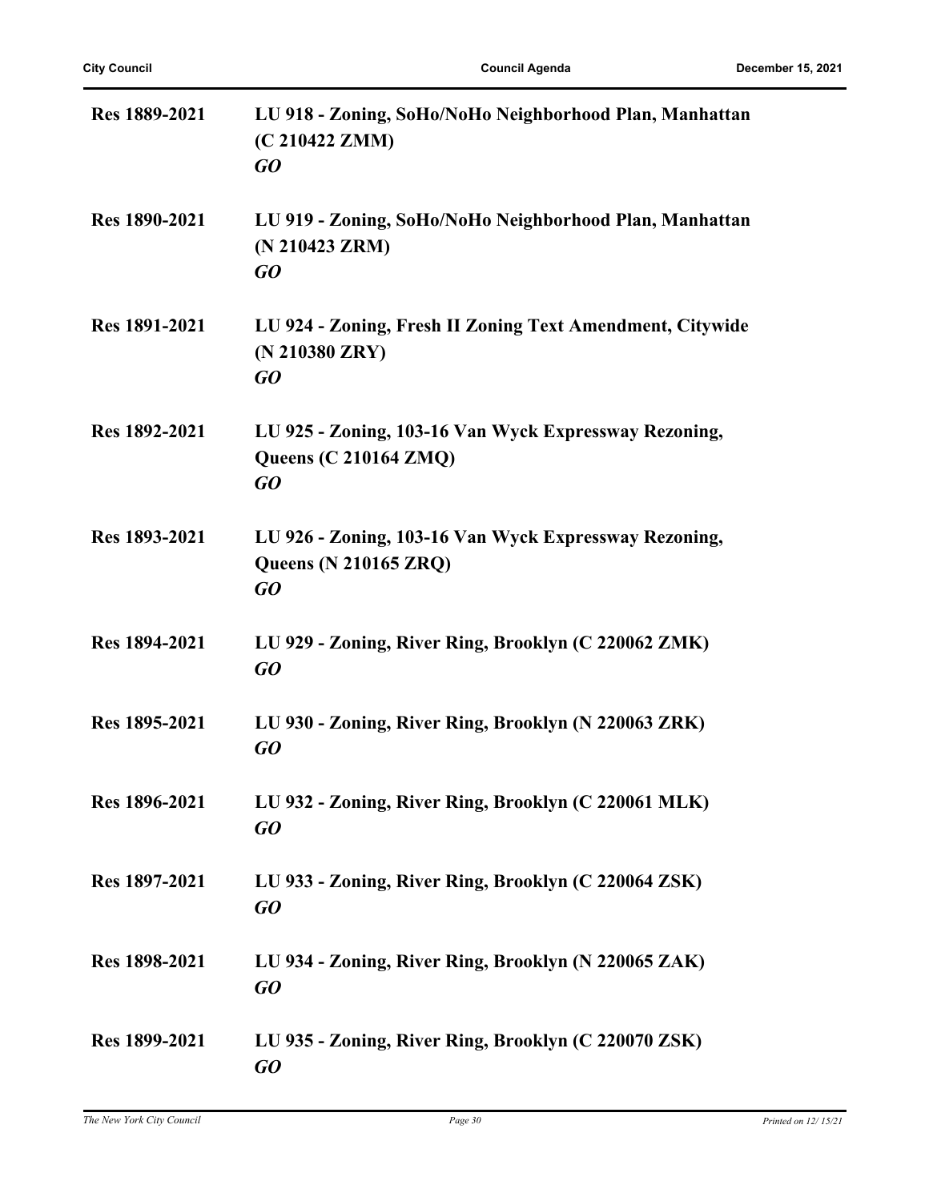**Res 1889-2021** **LU 918 - Zoning, SoHo/NoHo Neighborhood Plan, Manhattan (C 210422 ZMM)**
***GO***

**Res 1890-2021** **LU 919 - Zoning, SoHo/NoHo Neighborhood Plan, Manhattan (N 210423 ZRM)**
***GO***

**Res 1891-2021** **LU 924 - Zoning, Fresh II Zoning Text Amendment, Citywide (N 210380 ZRY)**
***GO***

**Res 1892-2021** **LU 925 - Zoning, 103-16 Van Wyck Expressway Rezoning, Queens (C 210164 ZMQ)**
***GO***

**Res 1893-2021** **LU 926 - Zoning, 103-16 Van Wyck Expressway Rezoning, Queens (N 210165 ZRQ)**
***GO***

**Res 1894-2021** **LU 929 - Zoning, River Ring, Brooklyn (C 220062 ZMK)**
***GO***

**Res 1895-2021** **LU 930 - Zoning, River Ring, Brooklyn (N 220063 ZRK)**
***GO***

**Res 1896-2021** **LU 932 - Zoning, River Ring, Brooklyn (C 220061 MLK)**
***GO***

**Res 1897-2021** **LU 933 - Zoning, River Ring, Brooklyn (C 220064 ZSK)**
***GO***

**Res 1898-2021** **LU 934 - Zoning, River Ring, Brooklyn (N 220065 ZAK)**
***GO***

**Res 1899-2021** **LU 935 - Zoning, River Ring, Brooklyn (C 220070 ZSK)**
***GO***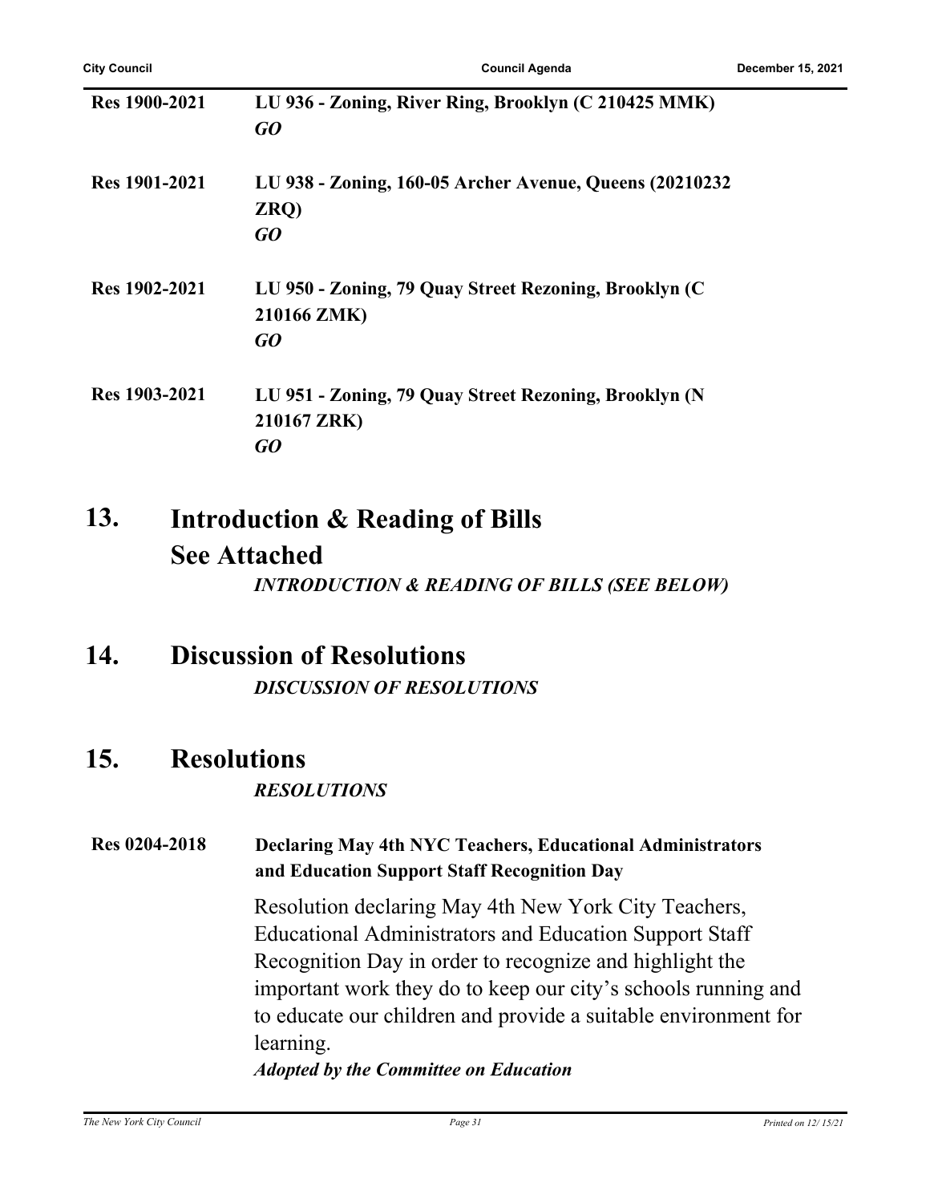**Res 1900-2021** **LU 936 - Zoning, River Ring, Brooklyn (C 210425 MMK)**

***GO***

**Res 1901-2021** **LU 938 - Zoning, 160-05 Archer Avenue, Queens (20210232 ZRQ)**

***GO***

**Res 1902-2021** **LU 950 - Zoning, 79 Quay Street Rezoning, Brooklyn (C 210166 ZMK)**

***GO***

**Res 1903-2021** **LU 951 - Zoning, 79 Quay Street Rezoning, Brooklyn (N 210167 ZRK)**

***GO***

## 13. Introduction & Reading of Bills See Attached

***INTRODUCTION & READING OF BILLS (SEE BELOW)***

## 14. Discussion of Resolutions

***DISCUSSION OF RESOLUTIONS***

## 15. Resolutions

***RESOLUTIONS***

**Res 0204-2018** **Declaring May 4th NYC Teachers, Educational Administrators and Education Support Staff Recognition Day**

Resolution declaring May 4th New York City Teachers, Educational Administrators and Education Support Staff Recognition Day in order to recognize and highlight the important work they do to keep our city's schools running and to educate our children and provide a suitable environment for learning.

***Adopted by the Committee on Education***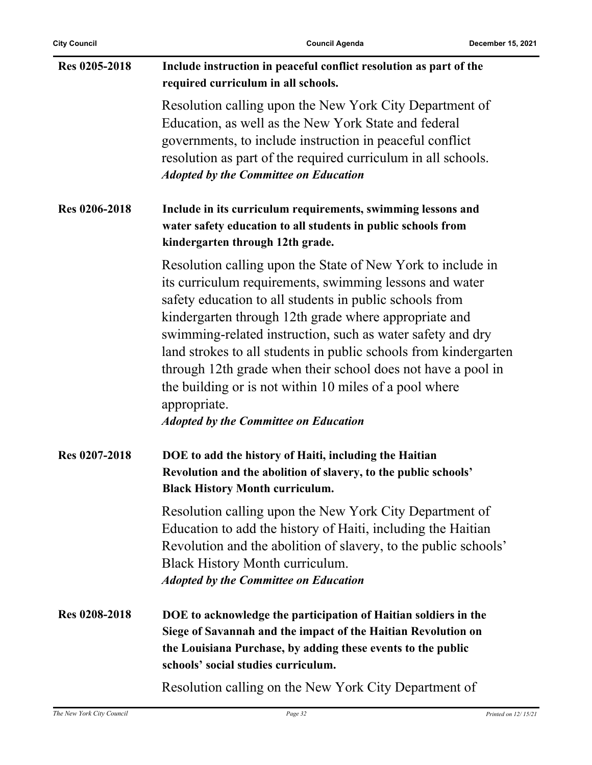**Res 0205-2018** **Include instruction in peaceful conflict resolution as part of the required curriculum in all schools.**

Resolution calling upon the New York City Department of Education, as well as the New York State and federal governments, to include instruction in peaceful conflict resolution as part of the required curriculum in all schools.
***Adopted by the Committee on Education***

**Res 0206-2018** **Include in its curriculum requirements, swimming lessons and water safety education to all students in public schools from kindergarten through 12th grade.**

Resolution calling upon the State of New York to include in its curriculum requirements, swimming lessons and water safety education to all students in public schools from kindergarten through 12th grade where appropriate and swimming-related instruction, such as water safety and dry land strokes to all students in public schools from kindergarten through 12th grade when their school does not have a pool in the building or is not within 10 miles of a pool where appropriate.
***Adopted by the Committee on Education***

**Res 0207-2018** **DOE to add the history of Haiti, including the Haitian Revolution and the abolition of slavery, to the public schools' Black History Month curriculum.**

Resolution calling upon the New York City Department of Education to add the history of Haiti, including the Haitian Revolution and the abolition of slavery, to the public schools' Black History Month curriculum.
***Adopted by the Committee on Education***

**Res 0208-2018** **DOE to acknowledge the participation of Haitian soldiers in the Siege of Savannah and the impact of the Haitian Revolution on the Louisiana Purchase, by adding these events to the public schools' social studies curriculum.**

Resolution calling on the New York City Department of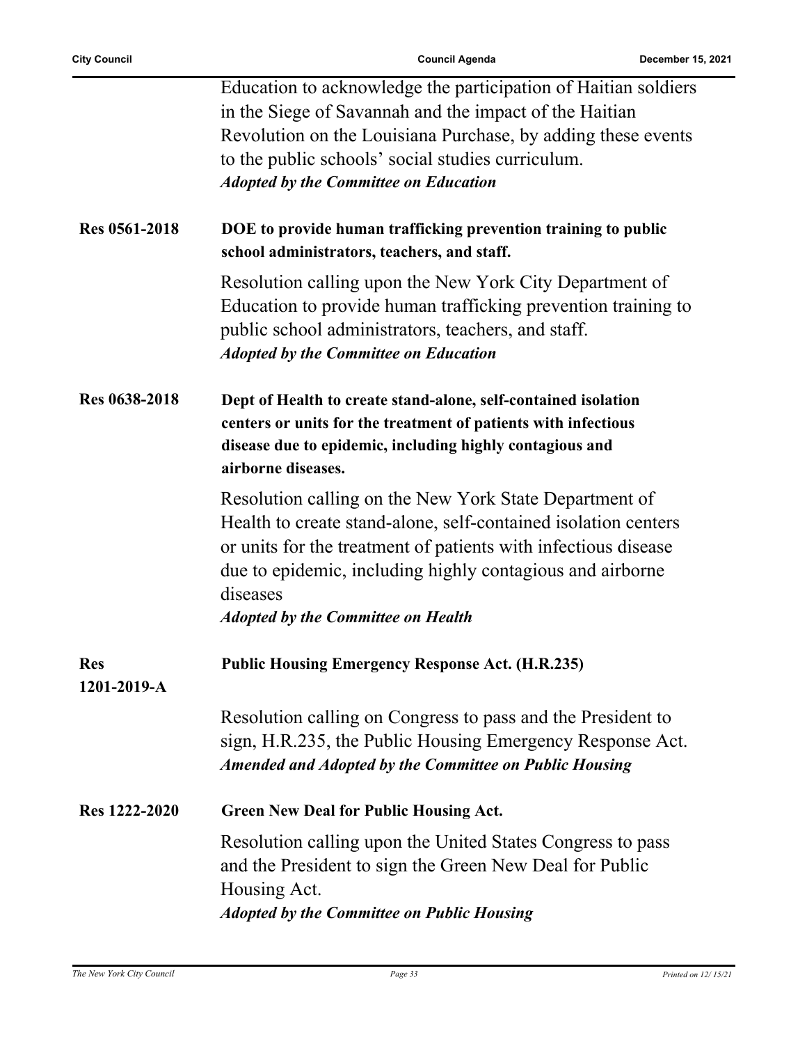Education to acknowledge the participation of Haitian soldiers in the Siege of Savannah and the impact of the Haitian Revolution on the Louisiana Purchase, by adding these events to the public schools' social studies curriculum.
***Adopted by the Committee on Education***

**Res 0561-2018** **DOE to provide human trafficking prevention training to public school administrators, teachers, and staff.**

Resolution calling upon the New York City Department of Education to provide human trafficking prevention training to public school administrators, teachers, and staff.
***Adopted by the Committee on Education***

**Res 0638-2018** **Dept of Health to create stand-alone, self-contained isolation centers or units for the treatment of patients with infectious disease due to epidemic, including highly contagious and airborne diseases.**

Resolution calling on the New York State Department of Health to create stand-alone, self-contained isolation centers or units for the treatment of patients with infectious disease due to epidemic, including highly contagious and airborne diseases
***Adopted by the Committee on Health***

**Res 1201-2019-A** **Public Housing Emergency Response Act. (H.R.235)**

Resolution calling on Congress to pass and the President to sign, H.R.235, the Public Housing Emergency Response Act.
***Amended and Adopted by the Committee on Public Housing***

**Res 1222-2020** **Green New Deal for Public Housing Act.**

Resolution calling upon the United States Congress to pass and the President to sign the Green New Deal for Public Housing Act.
***Adopted by the Committee on Public Housing***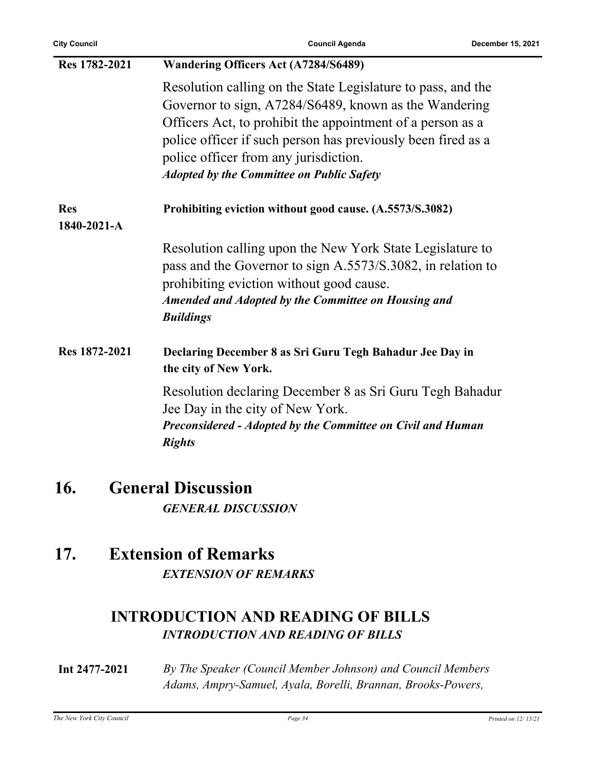**Res 1782-2021** **Wandering Officers Act (A7284/S6489)**

Resolution calling on the State Legislature to pass, and the Governor to sign, A7284/S6489, known as the Wandering Officers Act, to prohibit the appointment of a person as a police officer if such person has previously been fired as a police officer from any jurisdiction.
***Adopted by the Committee on Public Safety***

**Res 1840-2021-A** **Prohibiting eviction without good cause. (A.5573/S.3082)**

Resolution calling upon the New York State Legislature to pass and the Governor to sign A.5573/S.3082, in relation to prohibiting eviction without good cause.
***Amended and Adopted by the Committee on Housing and Buildings***

**Res 1872-2021** **Declaring December 8 as Sri Guru Tegh Bahadur Jee Day in the city of New York.**

Resolution declaring December 8 as Sri Guru Tegh Bahadur Jee Day in the city of New York.
***Preconsidered - Adopted by the Committee on Civil and Human Rights***

# 16. General Discussion

***GENERAL DISCUSSION***

# 17. Extension of Remarks

***EXTENSION OF REMARKS***

## INTRODUCTION AND READING OF BILLS

***INTRODUCTION AND READING OF BILLS***

**Int 2477-2021** *By The Speaker (Council Member Johnson) and Council Members Adams, Ampry-Samuel, Ayala, Borelli, Brannan, Brooks-Powers,*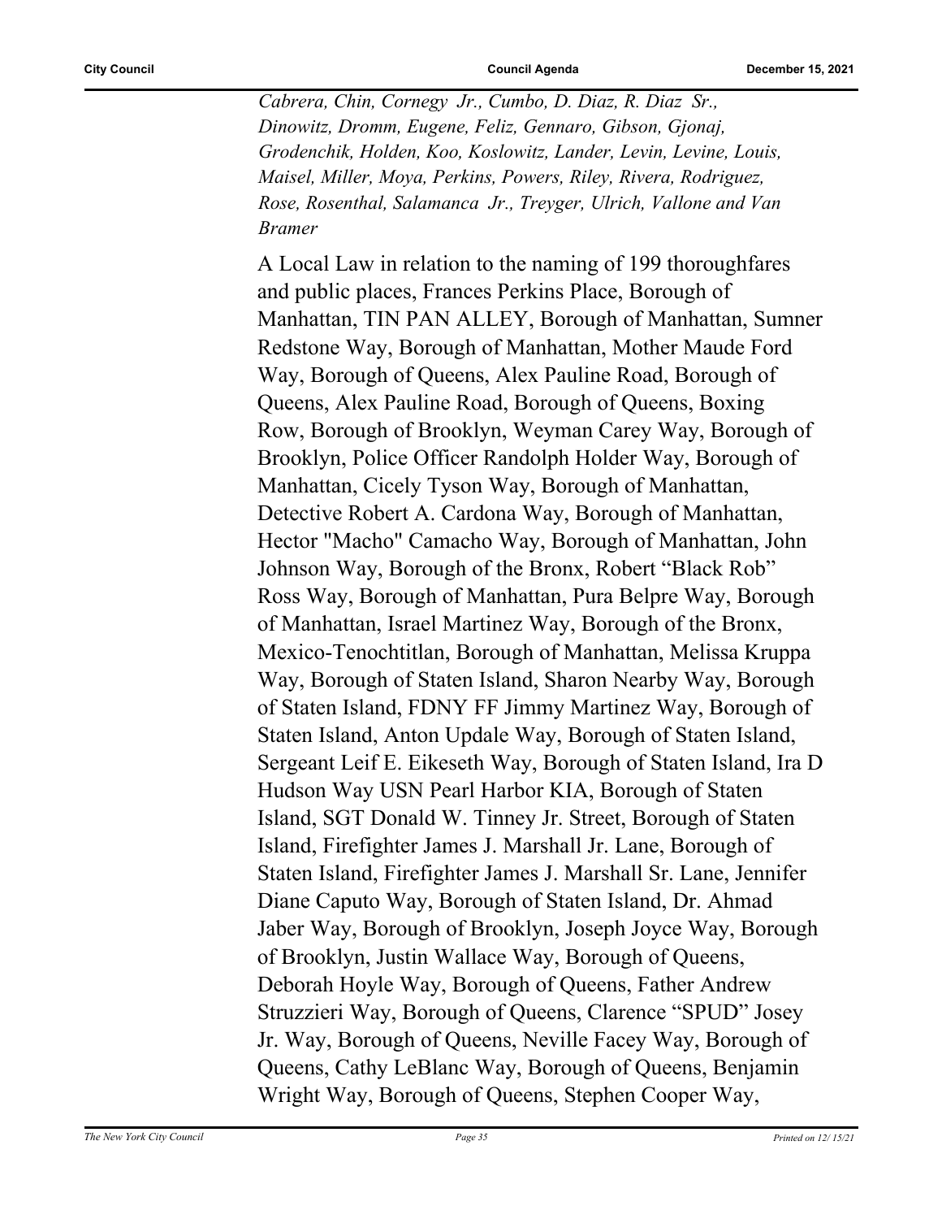*Cabrera, Chin, Cornegy Jr., Cumbo, D. Diaz, R. Diaz Sr., Dinowitz, Dromm, Eugene, Feliz, Gennaro, Gibson, Gjonaj, Grodenchik, Holden, Koo, Koslowitz, Lander, Levin, Levine, Louis, Maisel, Miller, Moya, Perkins, Powers, Riley, Rivera, Rodriguez, Rose, Rosenthal, Salamanca Jr., Treyger, Ulrich, Vallone and Van Bramer*

A Local Law in relation to the naming of 199 thoroughfares and public places, Frances Perkins Place, Borough of Manhattan, TIN PAN ALLEY, Borough of Manhattan, Sumner Redstone Way, Borough of Manhattan, Mother Maude Ford Way, Borough of Queens, Alex Pauline Road, Borough of Queens, Alex Pauline Road, Borough of Queens, Boxing Row, Borough of Brooklyn, Weyman Carey Way, Borough of Brooklyn, Police Officer Randolph Holder Way, Borough of Manhattan, Cicely Tyson Way, Borough of Manhattan, Detective Robert A. Cardona Way, Borough of Manhattan, Hector "Macho" Camacho Way, Borough of Manhattan, John Johnson Way, Borough of the Bronx, Robert "Black Rob" Ross Way, Borough of Manhattan, Pura Belpre Way, Borough of Manhattan, Israel Martinez Way, Borough of the Bronx, Mexico-Tenochtitlan, Borough of Manhattan, Melissa Kruppa Way, Borough of Staten Island, Sharon Nearby Way, Borough of Staten Island, FDNY FF Jimmy Martinez Way, Borough of Staten Island, Anton Updale Way, Borough of Staten Island, Sergeant Leif E. Eikeseth Way, Borough of Staten Island, Ira D Hudson Way USN Pearl Harbor KIA, Borough of Staten Island, SGT Donald W. Tinney Jr. Street, Borough of Staten Island, Firefighter James J. Marshall Jr. Lane, Borough of Staten Island, Firefighter James J. Marshall Sr. Lane, Jennifer Diane Caputo Way, Borough of Staten Island, Dr. Ahmad Jaber Way, Borough of Brooklyn, Joseph Joyce Way, Borough of Brooklyn, Justin Wallace Way, Borough of Queens, Deborah Hoyle Way, Borough of Queens, Father Andrew Struzzieri Way, Borough of Queens, Clarence "SPUD" Josey Jr. Way, Borough of Queens, Neville Facey Way, Borough of Queens, Cathy LeBlanc Way, Borough of Queens, Benjamin Wright Way, Borough of Queens, Stephen Cooper Way,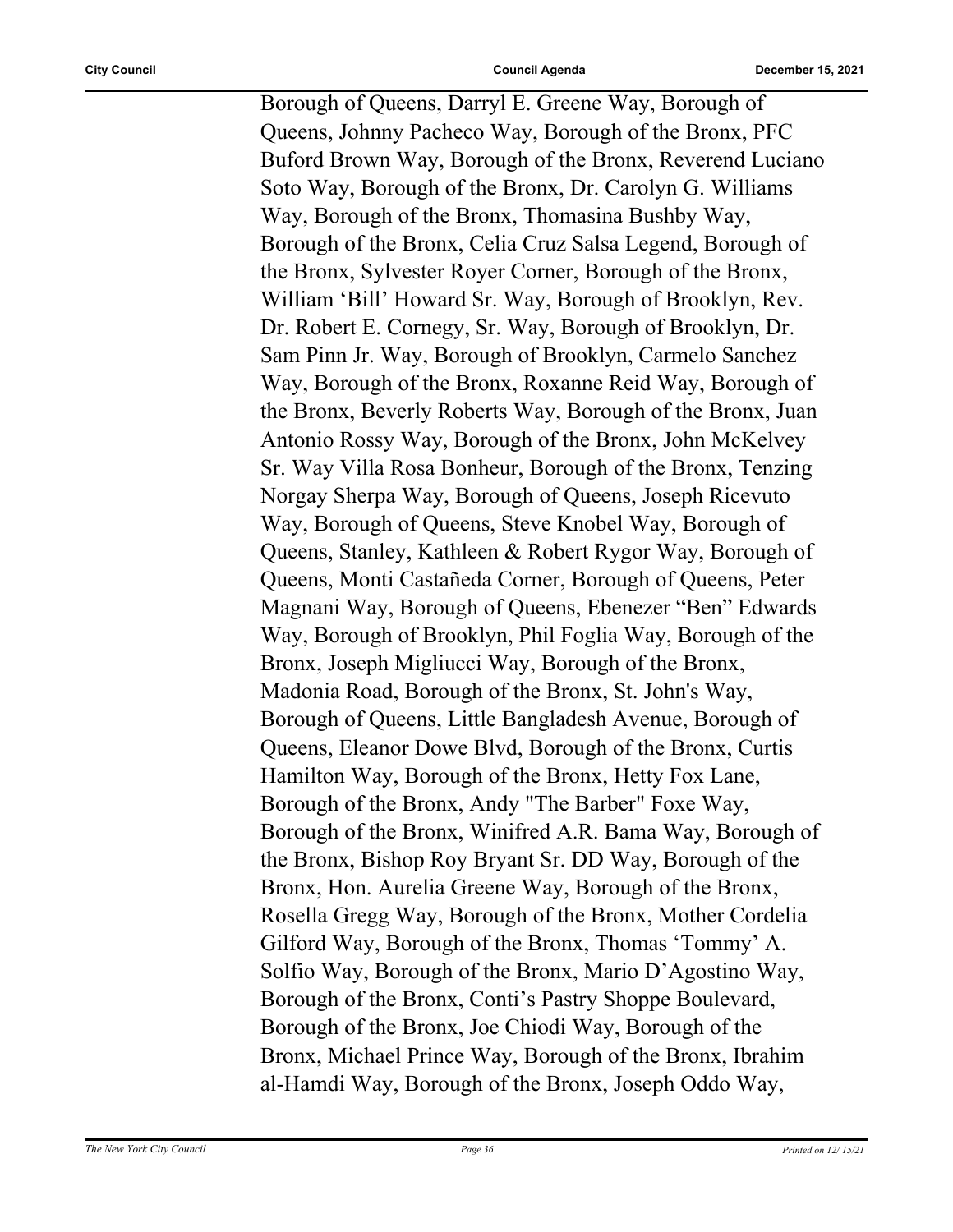Borough of Queens, Darryl E. Greene Way, Borough of Queens, Johnny Pacheco Way, Borough of the Bronx, PFC Buford Brown Way, Borough of the Bronx, Reverend Luciano Soto Way, Borough of the Bronx, Dr. Carolyn G. Williams Way, Borough of the Bronx, Thomasina Bushby Way, Borough of the Bronx, Celia Cruz Salsa Legend, Borough of the Bronx, Sylvester Royer Corner, Borough of the Bronx, William 'Bill' Howard Sr. Way, Borough of Brooklyn, Rev. Dr. Robert E. Cornegy, Sr. Way, Borough of Brooklyn, Dr. Sam Pinn Jr. Way, Borough of Brooklyn, Carmelo Sanchez Way, Borough of the Bronx, Roxanne Reid Way, Borough of the Bronx, Beverly Roberts Way, Borough of the Bronx, Juan Antonio Rossy Way, Borough of the Bronx, John McKelvey Sr. Way Villa Rosa Bonheur, Borough of the Bronx, Tenzing Norgay Sherpa Way, Borough of Queens, Joseph Ricevuto Way, Borough of Queens, Steve Knobel Way, Borough of Queens, Stanley, Kathleen & Robert Rygor Way, Borough of Queens, Monti Castañeda Corner, Borough of Queens, Peter Magnani Way, Borough of Queens, Ebenezer "Ben" Edwards Way, Borough of Brooklyn, Phil Foglia Way, Borough of the Bronx, Joseph Migliucci Way, Borough of the Bronx, Madonia Road, Borough of the Bronx, St. John's Way, Borough of Queens, Little Bangladesh Avenue, Borough of Queens, Eleanor Dowe Blvd, Borough of the Bronx, Curtis Hamilton Way, Borough of the Bronx, Hetty Fox Lane, Borough of the Bronx, Andy "The Barber" Foxe Way, Borough of the Bronx, Winifred A.R. Bama Way, Borough of the Bronx, Bishop Roy Bryant Sr. DD Way, Borough of the Bronx, Hon. Aurelia Greene Way, Borough of the Bronx, Rosella Gregg Way, Borough of the Bronx, Mother Cordelia Gilford Way, Borough of the Bronx, Thomas 'Tommy' A. Solfio Way, Borough of the Bronx, Mario D'Agostino Way, Borough of the Bronx, Conti's Pastry Shoppe Boulevard, Borough of the Bronx, Joe Chiodi Way, Borough of the Bronx, Michael Prince Way, Borough of the Bronx, Ibrahim al-Hamdi Way, Borough of the Bronx, Joseph Oddo Way,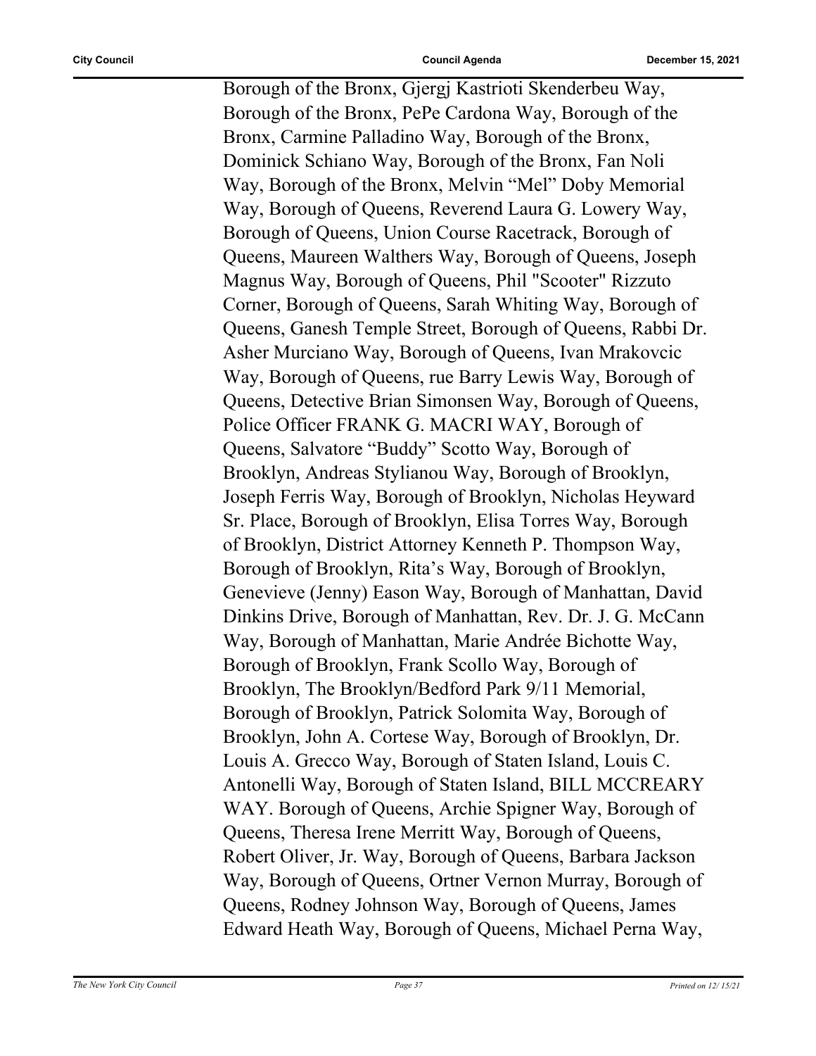Borough of the Bronx, Gjergj Kastrioti Skenderbeu Way, Borough of the Bronx, PePe Cardona Way, Borough of the Bronx, Carmine Palladino Way, Borough of the Bronx, Dominick Schiano Way, Borough of the Bronx, Fan Noli Way, Borough of the Bronx, Melvin “Mel” Doby Memorial Way, Borough of Queens, Reverend Laura G. Lowery Way, Borough of Queens, Union Course Racetrack, Borough of Queens, Maureen Walthers Way, Borough of Queens, Joseph Magnus Way, Borough of Queens, Phil "Scooter" Rizzuto Corner, Borough of Queens, Sarah Whiting Way, Borough of Queens, Ganesh Temple Street, Borough of Queens, Rabbi Dr. Asher Murciano Way, Borough of Queens, Ivan Mrakovcic Way, Borough of Queens, rue Barry Lewis Way, Borough of Queens, Detective Brian Simonsen Way, Borough of Queens, Police Officer FRANK G. MACRI WAY, Borough of Queens, Salvatore “Buddy” Scotto Way, Borough of Brooklyn, Andreas Stylianou Way, Borough of Brooklyn, Joseph Ferris Way, Borough of Brooklyn, Nicholas Heyward Sr. Place, Borough of Brooklyn, Elisa Torres Way, Borough of Brooklyn, District Attorney Kenneth P. Thompson Way, Borough of Brooklyn, Rita’s Way, Borough of Brooklyn, Genevieve (Jenny) Eason Way, Borough of Manhattan, David Dinkins Drive, Borough of Manhattan, Rev. Dr. J. G. McCann Way, Borough of Manhattan, Marie Andrée Bichotte Way, Borough of Brooklyn, Frank Scollo Way, Borough of Brooklyn, The Brooklyn/Bedford Park 9/11 Memorial, Borough of Brooklyn, Patrick Solomita Way, Borough of Brooklyn, John A. Cortese Way, Borough of Brooklyn, Dr. Louis A. Grecco Way, Borough of Staten Island, Louis C. Antonelli Way, Borough of Staten Island, BILL MCCREARY WAY. Borough of Queens, Archie Spigner Way, Borough of Queens, Theresa Irene Merritt Way, Borough of Queens, Robert Oliver, Jr. Way, Borough of Queens, Barbara Jackson Way, Borough of Queens, Ortner Vernon Murray, Borough of Queens, Rodney Johnson Way, Borough of Queens, James Edward Heath Way, Borough of Queens, Michael Perna Way,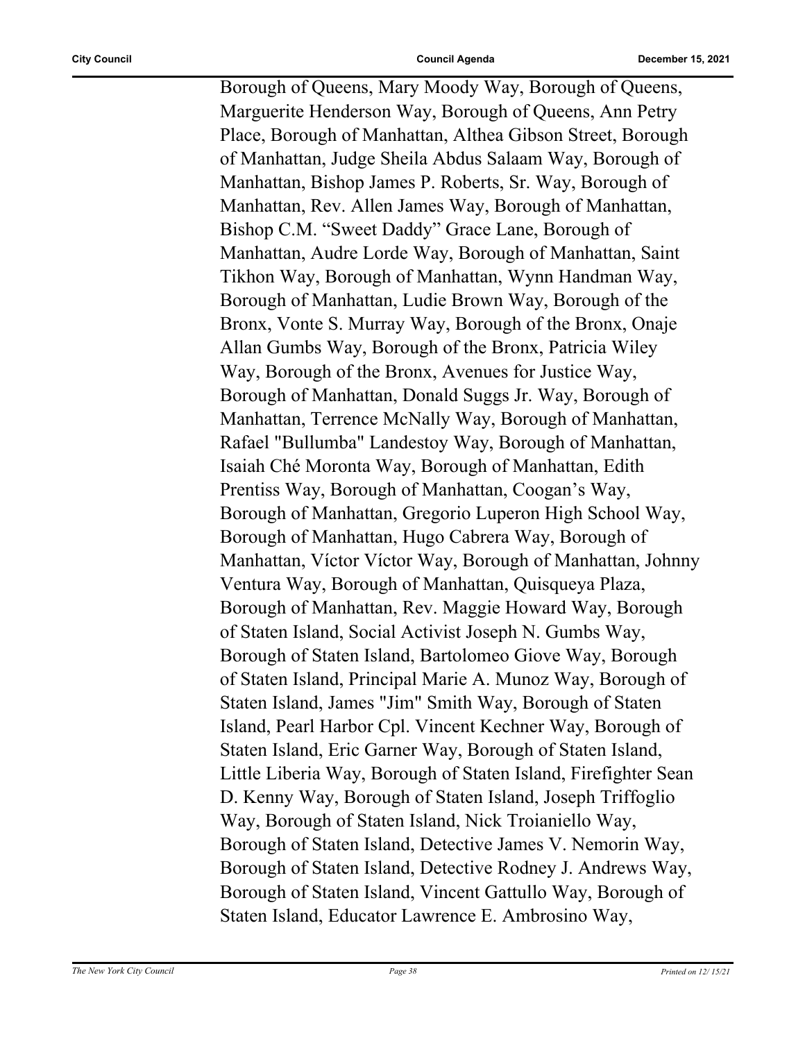Borough of Queens, Mary Moody Way, Borough of Queens, Marguerite Henderson Way, Borough of Queens, Ann Petry Place, Borough of Manhattan, Althea Gibson Street, Borough of Manhattan, Judge Sheila Abdus Salaam Way, Borough of Manhattan, Bishop James P. Roberts, Sr. Way, Borough of Manhattan, Rev. Allen James Way, Borough of Manhattan, Bishop C.M. "Sweet Daddy" Grace Lane, Borough of Manhattan, Audre Lorde Way, Borough of Manhattan, Saint Tikhon Way, Borough of Manhattan, Wynn Handman Way, Borough of Manhattan, Ludie Brown Way, Borough of the Bronx, Vonte S. Murray Way, Borough of the Bronx, Onaje Allan Gumbs Way, Borough of the Bronx, Patricia Wiley Way, Borough of the Bronx, Avenues for Justice Way, Borough of Manhattan, Donald Suggs Jr. Way, Borough of Manhattan, Terrence McNally Way, Borough of Manhattan, Rafael "Bullumba" Landestoy Way, Borough of Manhattan, Isaiah Ché Moronta Way, Borough of Manhattan, Edith Prentiss Way, Borough of Manhattan, Coogan's Way, Borough of Manhattan, Gregorio Luperon High School Way, Borough of Manhattan, Hugo Cabrera Way, Borough of Manhattan, Víctor Víctor Way, Borough of Manhattan, Johnny Ventura Way, Borough of Manhattan, Quisqueya Plaza, Borough of Manhattan, Rev. Maggie Howard Way, Borough of Staten Island, Social Activist Joseph N. Gumbs Way, Borough of Staten Island, Bartolomeo Giove Way, Borough of Staten Island, Principal Marie A. Munoz Way, Borough of Staten Island, James "Jim" Smith Way, Borough of Staten Island, Pearl Harbor Cpl. Vincent Kechner Way, Borough of Staten Island, Eric Garner Way, Borough of Staten Island, Little Liberia Way, Borough of Staten Island, Firefighter Sean D. Kenny Way, Borough of Staten Island, Joseph Triffoglio Way, Borough of Staten Island, Nick Troianiello Way, Borough of Staten Island, Detective James V. Nemorin Way, Borough of Staten Island, Detective Rodney J. Andrews Way, Borough of Staten Island, Vincent Gattullo Way, Borough of Staten Island, Educator Lawrence E. Ambrosino Way,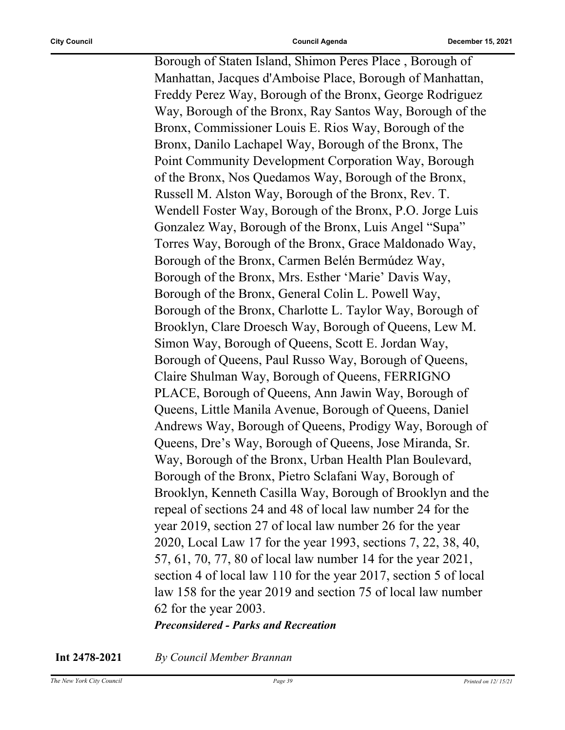Borough of Staten Island, Shimon Peres Place , Borough of Manhattan, Jacques d'Amboise Place, Borough of Manhattan, Freddy Perez Way, Borough of the Bronx, George Rodriguez Way, Borough of the Bronx, Ray Santos Way, Borough of the Bronx, Commissioner Louis E. Rios Way, Borough of the Bronx, Danilo Lachapel Way, Borough of the Bronx, The Point Community Development Corporation Way, Borough of the Bronx, Nos Quedamos Way, Borough of the Bronx, Russell M. Alston Way, Borough of the Bronx, Rev. T. Wendell Foster Way, Borough of the Bronx, P.O. Jorge Luis Gonzalez Way, Borough of the Bronx, Luis Angel "Supa" Torres Way, Borough of the Bronx, Grace Maldonado Way, Borough of the Bronx, Carmen Belén Bermúdez Way, Borough of the Bronx, Mrs. Esther 'Marie' Davis Way, Borough of the Bronx, General Colin L. Powell Way, Borough of the Bronx, Charlotte L. Taylor Way, Borough of Brooklyn, Clare Droesch Way, Borough of Queens, Lew M. Simon Way, Borough of Queens, Scott E. Jordan Way, Borough of Queens, Paul Russo Way, Borough of Queens, Claire Shulman Way, Borough of Queens, FERRIGNO PLACE, Borough of Queens, Ann Jawin Way, Borough of Queens, Little Manila Avenue, Borough of Queens, Daniel Andrews Way, Borough of Queens, Prodigy Way, Borough of Queens, Dre's Way, Borough of Queens, Jose Miranda, Sr. Way, Borough of the Bronx, Urban Health Plan Boulevard, Borough of the Bronx, Pietro Sclafani Way, Borough of Brooklyn, Kenneth Casilla Way, Borough of Brooklyn and the repeal of sections 24 and 48 of local law number 24 for the year 2019, section 27 of local law number 26 for the year 2020, Local Law 17 for the year 1993, sections 7, 22, 38, 40, 57, 61, 70, 77, 80 of local law number 14 for the year 2021, section 4 of local law 110 for the year 2017, section 5 of local law 158 for the year 2019 and section 75 of local law number 62 for the year 2003.

***Preconsidered - Parks and Recreation***

**Int 2478-2021** *By Council Member Brannan*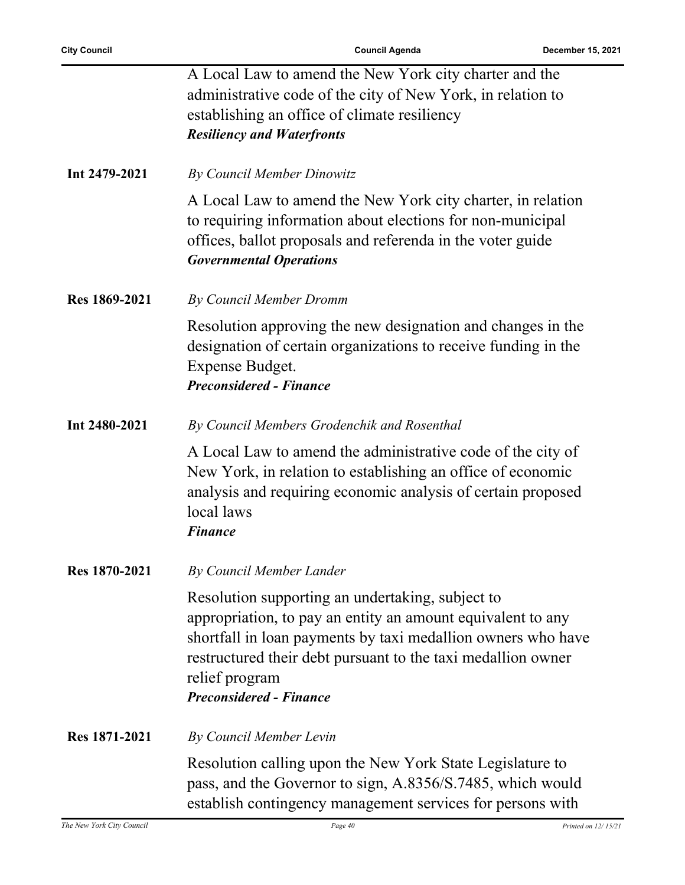A Local Law to amend the New York city charter and the administrative code of the city of New York, in relation to establishing an office of climate resiliency
***Resiliency and Waterfronts***

**Int 2479-2021** *By Council Member Dinowitz*

A Local Law to amend the New York city charter, in relation to requiring information about elections for non-municipal offices, ballot proposals and referenda in the voter guide
***Governmental Operations***

**Res 1869-2021** *By Council Member Dromm*

Resolution approving the new designation and changes in the designation of certain organizations to receive funding in the Expense Budget.
***Preconsidered - Finance***

**Int 2480-2021** *By Council Members Grodenchik and Rosenthal*

A Local Law to amend the administrative code of the city of New York, in relation to establishing an office of economic analysis and requiring economic analysis of certain proposed local laws
***Finance***

**Res 1870-2021** *By Council Member Lander*

Resolution supporting an undertaking, subject to appropriation, to pay an entity an amount equivalent to any shortfall in loan payments by taxi medallion owners who have restructured their debt pursuant to the taxi medallion owner relief program
***Preconsidered - Finance***

**Res 1871-2021** *By Council Member Levin*

Resolution calling upon the New York State Legislature to pass, and the Governor to sign, A.8356/S.7485, which would establish contingency management services for persons with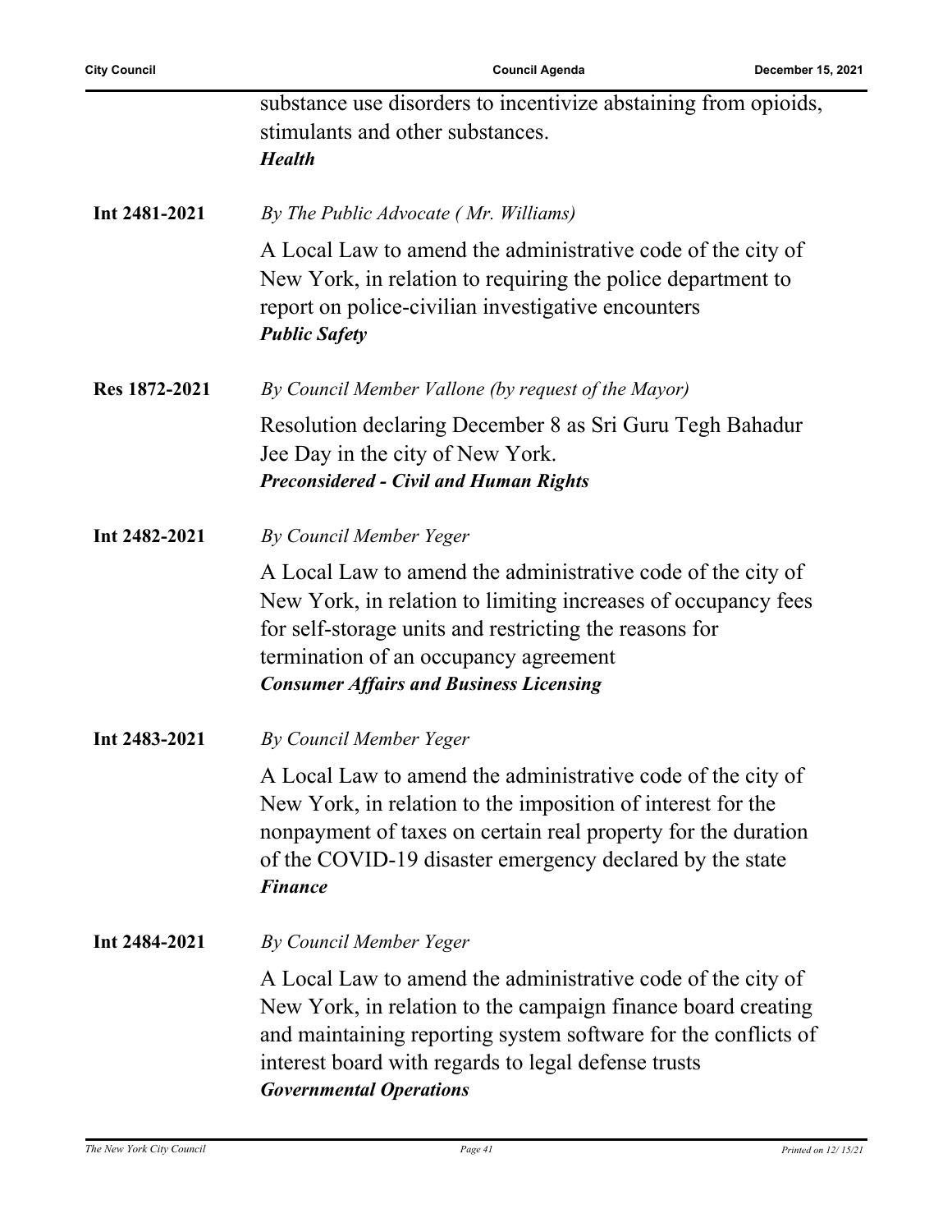substance use disorders to incentivize abstaining from opioids, stimulants and other substances.
***Health***

**Int 2481-2021** *By The Public Advocate ( Mr. Williams)*

A Local Law to amend the administrative code of the city of New York, in relation to requiring the police department to report on police-civilian investigative encounters
***Public Safety***

**Res 1872-2021** *By Council Member Vallone (by request of the Mayor)*

Resolution declaring December 8 as Sri Guru Tegh Bahadur Jee Day in the city of New York.
***Preconsidered - Civil and Human Rights***

**Int 2482-2021** *By Council Member Yeger*

A Local Law to amend the administrative code of the city of New York, in relation to limiting increases of occupancy fees for self-storage units and restricting the reasons for termination of an occupancy agreement
***Consumer Affairs and Business Licensing***

**Int 2483-2021** *By Council Member Yeger*

A Local Law to amend the administrative code of the city of New York, in relation to the imposition of interest for the nonpayment of taxes on certain real property for the duration of the COVID-19 disaster emergency declared by the state
***Finance***

**Int 2484-2021** *By Council Member Yeger*

A Local Law to amend the administrative code of the city of New York, in relation to the campaign finance board creating and maintaining reporting system software for the conflicts of interest board with regards to legal defense trusts
***Governmental Operations***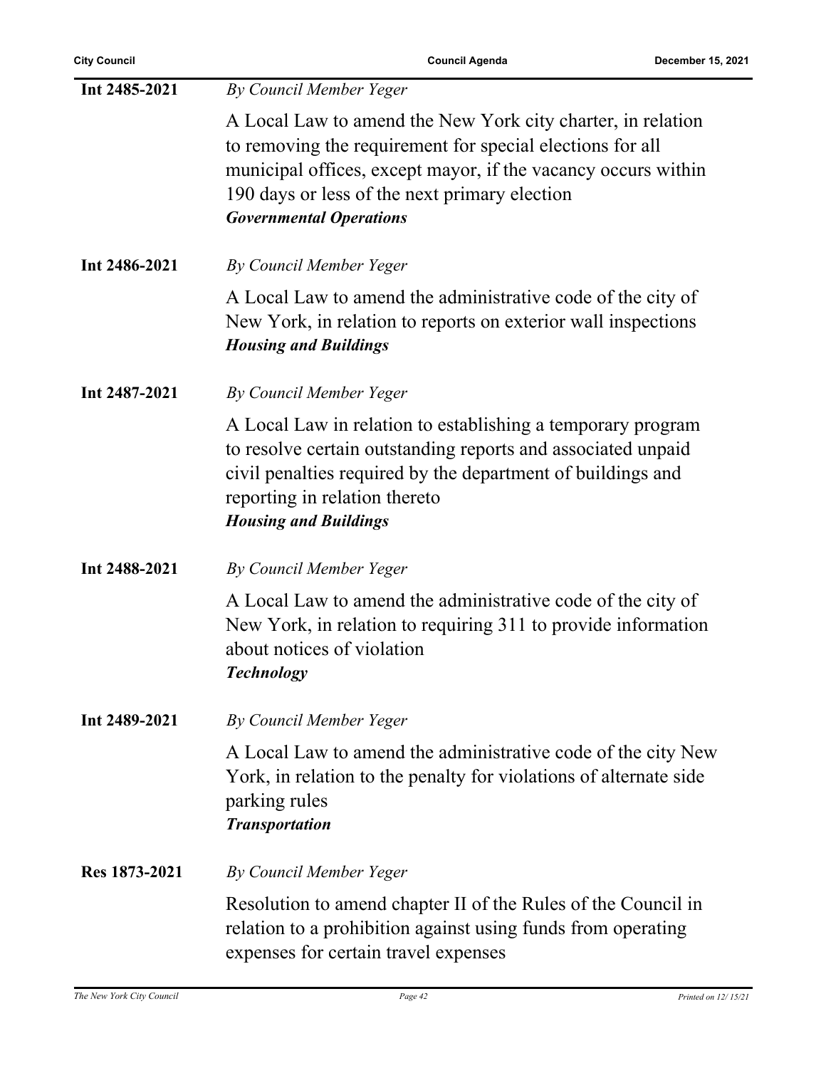**Int 2485-2021** *By Council Member Yeger*

A Local Law to amend the New York city charter, in relation to removing the requirement for special elections for all municipal offices, except mayor, if the vacancy occurs within 190 days or less of the next primary election

***Governmental Operations***

**Int 2486-2021** *By Council Member Yeger*

A Local Law to amend the administrative code of the city of New York, in relation to reports on exterior wall inspections

***Housing and Buildings***

**Int 2487-2021** *By Council Member Yeger*

A Local Law in relation to establishing a temporary program to resolve certain outstanding reports and associated unpaid civil penalties required by the department of buildings and reporting in relation thereto

***Housing and Buildings***

**Int 2488-2021** *By Council Member Yeger*

A Local Law to amend the administrative code of the city of New York, in relation to requiring 311 to provide information about notices of violation

***Technology***

**Int 2489-2021** *By Council Member Yeger*

A Local Law to amend the administrative code of the city New York, in relation to the penalty for violations of alternate side parking rules

***Transportation***

**Res 1873-2021** *By Council Member Yeger*

Resolution to amend chapter II of the Rules of the Council in relation to a prohibition against using funds from operating expenses for certain travel expenses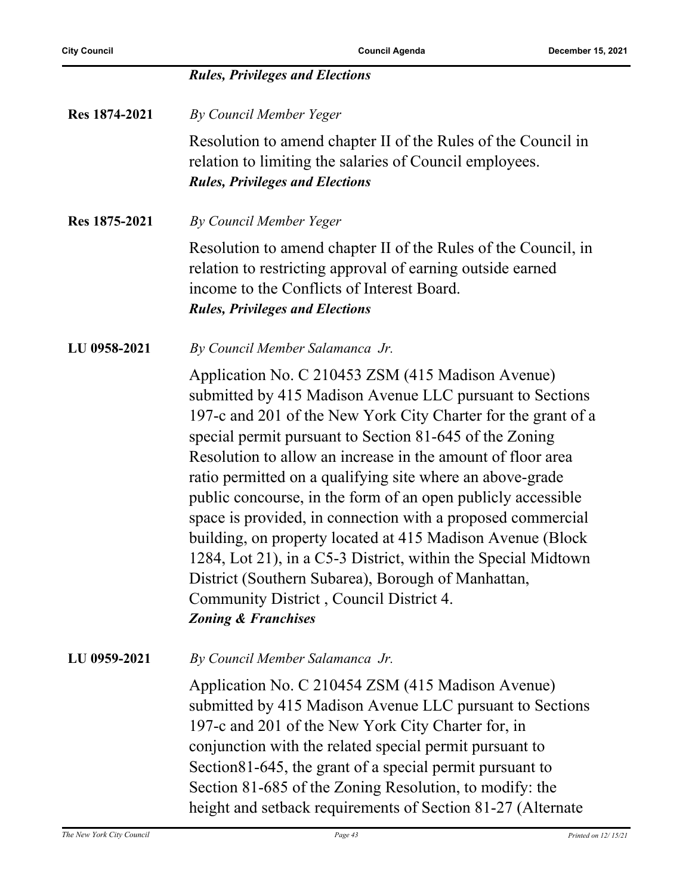***Rules, Privileges and Elections***

**Res 1874-2021** *By Council Member Yeger*

Resolution to amend chapter II of the Rules of the Council in relation to limiting the salaries of Council employees.
***Rules, Privileges and Elections***

**Res 1875-2021** *By Council Member Yeger*

Resolution to amend chapter II of the Rules of the Council, in relation to restricting approval of earning outside earned income to the Conflicts of Interest Board.
***Rules, Privileges and Elections***

**LU 0958-2021** *By Council Member Salamanca Jr.*

Application No. C 210453 ZSM (415 Madison Avenue) submitted by 415 Madison Avenue LLC pursuant to Sections 197-c and 201 of the New York City Charter for the grant of a special permit pursuant to Section 81-645 of the Zoning Resolution to allow an increase in the amount of floor area ratio permitted on a qualifying site where an above-grade public concourse, in the form of an open publicly accessible space is provided, in connection with a proposed commercial building, on property located at 415 Madison Avenue (Block 1284, Lot 21), in a C5-3 District, within the Special Midtown District (Southern Subarea), Borough of Manhattan, Community District , Council District 4.
***Zoning & Franchises***

**LU 0959-2021** *By Council Member Salamanca Jr.*

Application No. C 210454 ZSM (415 Madison Avenue) submitted by 415 Madison Avenue LLC pursuant to Sections 197-c and 201 of the New York City Charter for, in conjunction with the related special permit pursuant to Section81-645, the grant of a special permit pursuant to Section 81-685 of the Zoning Resolution, to modify: the height and setback requirements of Section 81-27 (Alternate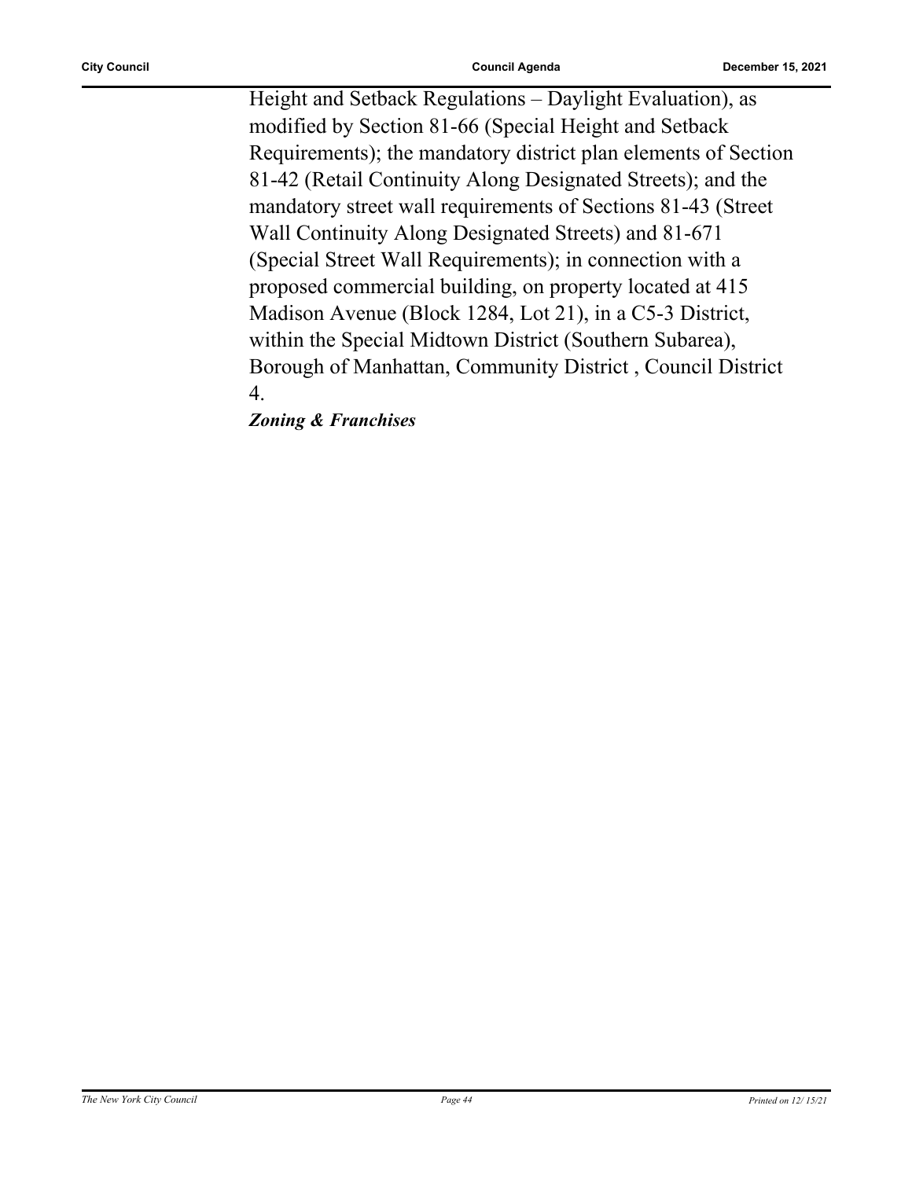Height and Setback Regulations – Daylight Evaluation), as modified by Section 81-66 (Special Height and Setback Requirements); the mandatory district plan elements of Section 81-42 (Retail Continuity Along Designated Streets); and the mandatory street wall requirements of Sections 81-43 (Street Wall Continuity Along Designated Streets) and 81-671 (Special Street Wall Requirements); in connection with a proposed commercial building, on property located at 415 Madison Avenue (Block 1284, Lot 21), in a C5-3 District, within the Special Midtown District (Southern Subarea), Borough of Manhattan, Community District , Council District 4.

***Zoning & Franchises***